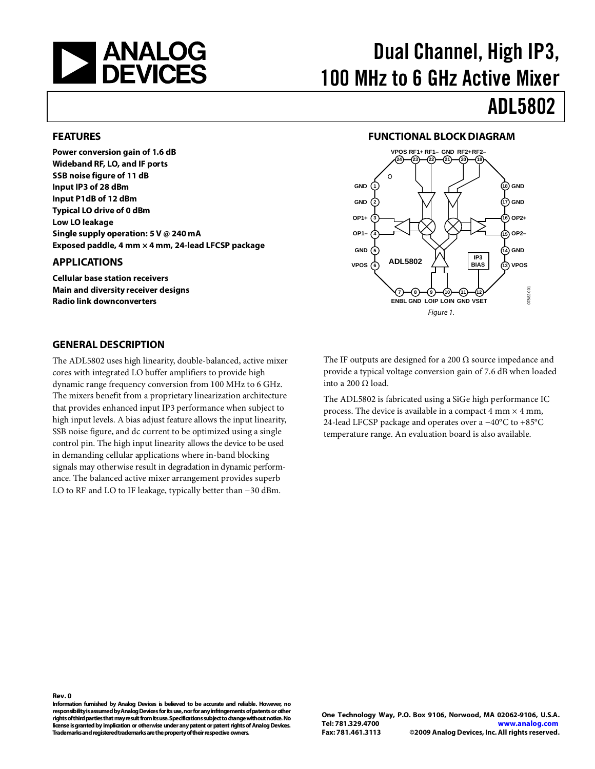# Dual Channel, High IP3, 100 MHz to 6 GHz Active Mixer

# ADL5802

## FEATURES

**Power conversion gain of 1.6 dB**
**Wideband RF, LO, and IF ports**
**SSB noise figure of 11 dB**
**Input IP3 of 28 dBm**
**Input P1dB of 12 dBm**
**Typical LO drive of 0 dBm**
**Low LO leakage**
**Single supply operation: 5 V @ 240 mA**
**Exposed paddle, 4 mm × 4 mm, 24-lead LFCSP package**

## APPLICATIONS

**Cellular base station receivers**
**Main and diversity receiver designs**
**Radio link downconverters**

## FUNCTIONAL BLOCK DIAGRAM

*Figure 1.*

## GENERAL DESCRIPTION

The ADL5802 uses high linearity, double-balanced, active mixer cores with integrated LO buffer amplifiers to provide high dynamic range frequency conversion from 100 MHz to 6 GHz. The mixers benefit from a proprietary linearization architecture that provides enhanced input IP3 performance when subject to high input levels. A bias adjust feature allows the input linearity, SSB noise figure, and dc current to be optimized using a single control pin. The high input linearity allows the device to be used in demanding cellular applications where in-band blocking signals may otherwise result in degradation in dynamic performance. The balanced active mixer arrangement provides superb LO to RF and LO to IF leakage, typically better than −30 dBm.

The IF outputs are designed for a 200 Ω source impedance and provide a typical voltage conversion gain of 7.6 dB when loaded into a 200 Ω load.

The ADL5802 is fabricated using a SiGe high performance IC process. The device is available in a compact 4 mm × 4 mm, 24-lead LFCSP package and operates over a −40°C to +85°C temperature range. An evaluation board is also available.

**Rev. 0**
**Information furnished by Analog Devices is believed to be accurate and reliable. However, no responsibility is assumed by Analog Devices for its use, nor for any infringements of patents or other rights of third parties that may result from its use. Specifications subject to change without notice. No license is granted by implication or otherwise under any patent or patent rights of Analog Devices. Trademarks and registered trademarks are the property of their respective owners.**

**One Technology Way, P.O. Box 9106, Norwood, MA 02062-9106, U.S.A.**
**Tel: 781.329.4700 www.analog.com**
**Fax: 781.461.3113 ©2009 Analog Devices, Inc. All rights reserved.**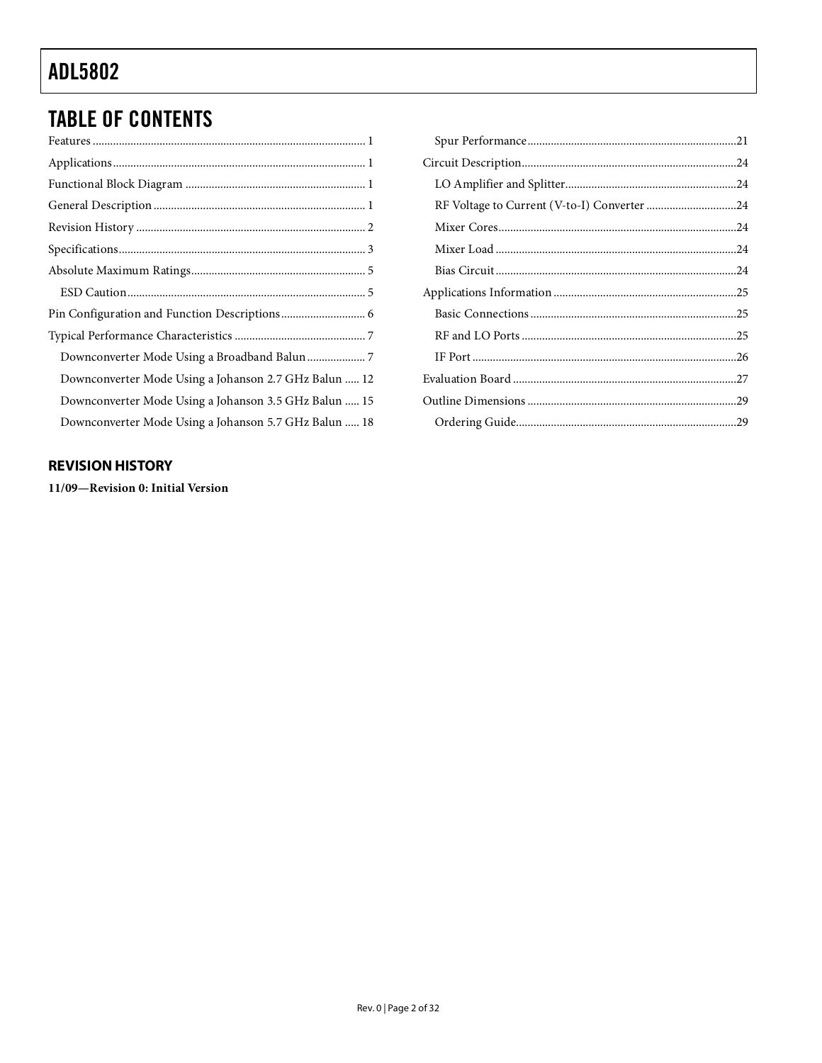## TABLE OF CONTENTS

Features ... 1
Applications ... 1
Functional Block Diagram ... 1
General Description ... 1
Revision History ... 2
Specifications ... 3
Absolute Maximum Ratings ... 5
- ESD Caution ... 5

Pin Configuration and Function Descriptions ... 6
Typical Performance Characteristics ... 7
- Downconverter Mode Using a Broadband Balun ... 7
- Downconverter Mode Using a Johanson 2.7 GHz Balun ... 12
- Downconverter Mode Using a Johanson 3.5 GHz Balun ... 15
- Downconverter Mode Using a Johanson 5.7 GHz Balun ... 18
- Spur Performance ... 21

Circuit Description ... 24
- LO Amplifier and Splitter ... 24
- RF Voltage to Current (V-to-I) Converter ... 24
- Mixer Cores ... 24
- Mixer Load ... 24
- Bias Circuit ... 24

Applications Information ... 25
- Basic Connections ... 25
- RF and LO Ports ... 25
- IF Port ... 26

Evaluation Board ... 27
Outline Dimensions ... 29
- Ordering Guide ... 29

### REVISION HISTORY

**11/09—Revision 0: Initial Version**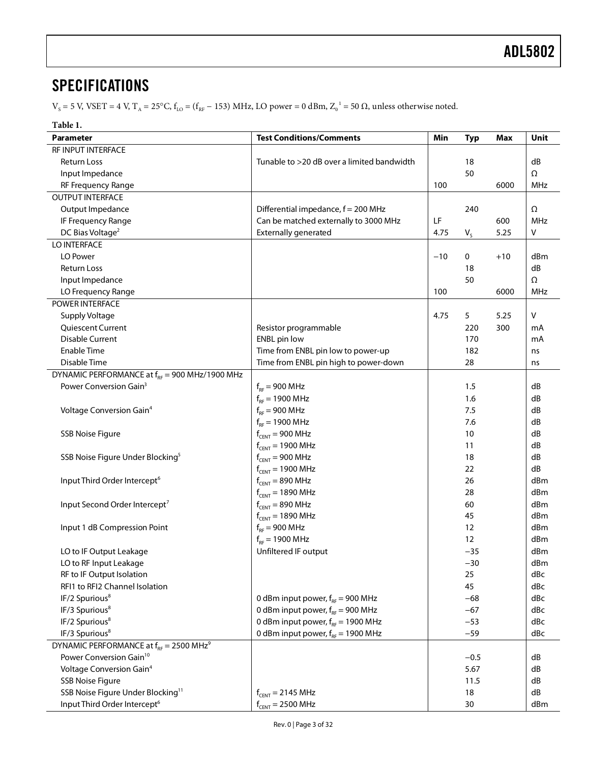## SPECIFICATIONS

$V_S$ = 5 V, VSET = 4 V, $T_A$ = 25°C, $f_{LO}$ = ($f_{RF}$ − 153) MHz, LO power = 0 dBm, $Z_0$[1] = 50 Ω, unless otherwise noted.

**Table 1.**

| Parameter | Test Conditions/Comments | Min | Typ | Max | Unit |
|---|---|---|---|---|---|
| RF INPUT INTERFACE | | | | | |
| Return Loss | Tunable to >20 dB over a limited bandwidth | | 18 | | dB |
| Input Impedance | | | 50 | | Ω |
| RF Frequency Range | | 100 | | 6000 | MHz |
| OUTPUT INTERFACE | | | | | |
| Output Impedance | Differential impedance, f = 200 MHz | | 240 | | Ω |
| IF Frequency Range | Can be matched externally to 3000 MHz | LF | | 600 | MHz |
| DC Bias Voltage[2] | Externally generated | 4.75 | $V_S$ | 5.25 | V |
| LO INTERFACE | | | | | |
| LO Power | | −10 | 0 | +10 | dBm |
| Return Loss | | | 18 | | dB |
| Input Impedance | | | 50 | | Ω |
| LO Frequency Range | | 100 | | 6000 | MHz |
| POWER INTERFACE | | | | | |
| Supply Voltage | | 4.75 | 5 | 5.25 | V |
| Quiescent Current | Resistor programmable | | 220 | 300 | mA |
| Disable Current | ENBL pin low | | 170 | | mA |
| Enable Time | Time from ENBL pin low to power-up | | 182 | | ns |
| Disable Time | Time from ENBL pin high to power-down | | 28 | | ns |
| DYNAMIC PERFORMANCE at $f_{RF}$ = 900 MHz/1900 MHz | | | | | |
| Power Conversion Gain[3] | $f_{RF}$ = 900 MHz | | 1.5 | | dB |
| | $f_{RF}$ = 1900 MHz | | 1.6 | | dB |
| Voltage Conversion Gain[4] | $f_{RF}$ = 900 MHz | | 7.5 | | dB |
| | $f_{RF}$ = 1900 MHz | | 7.6 | | dB |
| SSB Noise Figure | $f_{CENT}$ = 900 MHz | | 10 | | dB |
| | $f_{CENT}$ = 1900 MHz | | 11 | | dB |
| SSB Noise Figure Under Blocking[5] | $f_{CENT}$ = 900 MHz | | 18 | | dB |
| | $f_{CENT}$ = 1900 MHz | | 22 | | dB |
| Input Third Order Intercept[6] | $f_{CENT}$ = 890 MHz | | 26 | | dBm |
| | $f_{CENT}$ = 1890 MHz | | 28 | | dBm |
| Input Second Order Intercept[7] | $f_{CENT}$ = 890 MHz | | 60 | | dBm |
| | $f_{CENT}$ = 1890 MHz | | 45 | | dBm |
| Input 1 dB Compression Point | $f_{RF}$ = 900 MHz | | 12 | | dBm |
| | $f_{RF}$ = 1900 MHz | | 12 | | dBm |
| LO to IF Output Leakage | Unfiltered IF output | | −35 | | dBm |
| LO to RF Input Leakage | | | −30 | | dBm |
| RF to IF Output Isolation | | | 25 | | dBc |
| RFI1 to RFI2 Channel Isolation | | | 45 | | dBc |
| IF/2 Spurious[8] | 0 dBm input power, $f_{RF}$ = 900 MHz | | −68 | | dBc |
| IF/3 Spurious[8] | 0 dBm input power, $f_{RF}$ = 900 MHz | | −67 | | dBc |
| IF/2 Spurious[8] | 0 dBm input power, $f_{RF}$ = 1900 MHz | | −53 | | dBc |
| IF/3 Spurious[8] | 0 dBm input power, $f_{RF}$ = 1900 MHz | | −59 | | dBc |
| DYNAMIC PERFORMANCE at $f_{RF}$ = 2500 MHz[9] | | | | | |
| Power Conversion Gain[10] | | | −0.5 | | dB |
| Voltage Conversion Gain[4] | | | 5.67 | | dB |
| SSB Noise Figure | | | 11.5 | | dB |
| SSB Noise Figure Under Blocking[11] | $f_{CENT}$ = 2145 MHz | | 18 | | dB |
| Input Third Order Intercept[6] | $f_{CENT}$ = 2500 MHz | | 30 | | dBm |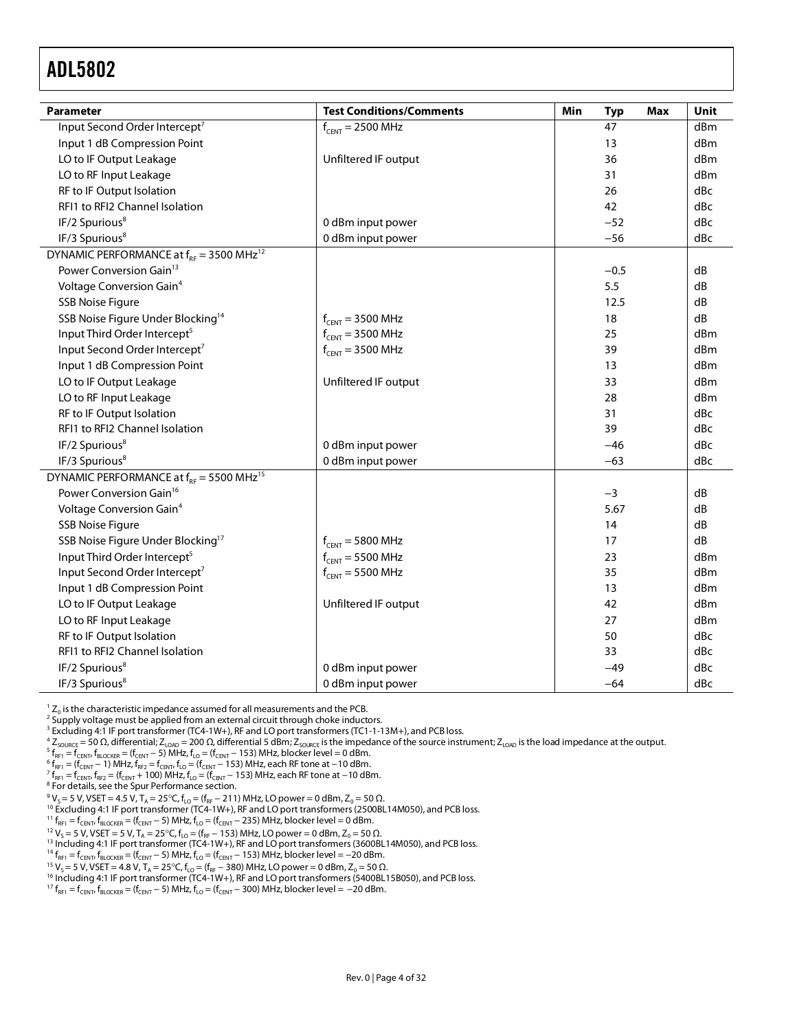| Parameter | Test Conditions/Comments | Min | Typ | Max | Unit |
|---|---|---|---|---|---|
| Input Second Order Intercept[7] | $f_{CENT}$ = 2500 MHz | | 47 | | dBm |
| Input 1 dB Compression Point | | | 13 | | dBm |
| LO to IF Output Leakage | Unfiltered IF output | | 36 | | dBm |
| LO to RF Input Leakage | | | 31 | | dBm |
| RF to IF Output Isolation | | | 26 | | dBc |
| RFI1 to RFI2 Channel Isolation | | | 42 | | dBc |
| IF/2 Spurious[8] | 0 dBm input power | | −52 | | dBc |
| IF/3 Spurious[8] | 0 dBm input power | | −56 | | dBc |
| DYNAMIC PERFORMANCE at $f_{RF}$ = 3500 MHz[12] | | | | | |
| Power Conversion Gain[13] | | | −0.5 | | dB |
| Voltage Conversion Gain[4] | | | 5.5 | | dB |
| SSB Noise Figure | | | 12.5 | | dB |
| SSB Noise Figure Under Blocking[14] | $f_{CENT}$ = 3500 MHz | | 18 | | dB |
| Input Third Order Intercept[5] | $f_{CENT}$ = 3500 MHz | | 25 | | dBm |
| Input Second Order Intercept[7] | $f_{CENT}$ = 3500 MHz | | 39 | | dBm |
| Input 1 dB Compression Point | | | 13 | | dBm |
| LO to IF Output Leakage | Unfiltered IF output | | 33 | | dBm |
| LO to RF Input Leakage | | | 28 | | dBm |
| RF to IF Output Isolation | | | 31 | | dBc |
| RFI1 to RFI2 Channel Isolation | | | 39 | | dBc |
| IF/2 Spurious[8] | 0 dBm input power | | −46 | | dBc |
| IF/3 Spurious[8] | 0 dBm input power | | −63 | | dBc |
| DYNAMIC PERFORMANCE at $f_{RF}$ = 5500 MHz[15] | | | | | |
| Power Conversion Gain[16] | | | −3 | | dB |
| Voltage Conversion Gain[4] | | | 5.67 | | dB |
| SSB Noise Figure | | | 14 | | dB |
| SSB Noise Figure Under Blocking[17] | $f_{CENT}$ = 5800 MHz | | 17 | | dB |
| Input Third Order Intercept[5] | $f_{CENT}$ = 5500 MHz | | 23 | | dBm |
| Input Second Order Intercept[7] | $f_{CENT}$ = 5500 MHz | | 35 | | dBm |
| Input 1 dB Compression Point | | | 13 | | dBm |
| LO to IF Output Leakage | Unfiltered IF output | | 42 | | dBm |
| LO to RF Input Leakage | | | 27 | | dBm |
| RF to IF Output Isolation | | | 50 | | dBc |
| RFI1 to RFI2 Channel Isolation | | | 33 | | dBc |
| IF/2 Spurious[8] | 0 dBm input power | | −49 | | dBc |
| IF/3 Spurious[8] | 0 dBm input power | | −64 | | dBc |

[1] $Z_0$ is the characteristic impedance assumed for all measurements and the PCB.
[2] Supply voltage must be applied from an external circuit through choke inductors.
[3] Excluding 4:1 IF port transformer (TC4-1W+), RF and LO port transformers (TC1-1-13M+), and PCB loss.
[4] $Z_{SOURCE}$ = 50 Ω, differential; $Z_{LOAD}$ = 200 Ω, differential 5 dBm; $Z_{SOURCE}$ is the impedance of the source instrument; $Z_{LOAD}$ is the load impedance at the output.
[5] $f_{RF1} = f_{CENT}$, $f_{BLOCKER} = (f_{CENT} − 5)$ MHz, $f_{LO} = (f_{CENT} − 153)$ MHz, blocker level = 0 dBm.
[6] $f_{RF1} = (f_{CENT} − 1)$ MHz, $f_{RF2} = f_{CENT}$, $f_{LO} = (f_{CENT} − 153)$ MHz, each RF tone at −10 dBm.
[7] $f_{RF1} = f_{CENT}$, $f_{RF2} = (f_{CENT} + 100)$ MHz, $f_{LO} = (f_{CENT} − 153)$ MHz, each RF tone at −10 dBm.
[8] For details, see the Spur Performance section.
[9] $V_S$ = 5 V, VSET = 4.5 V, $T_A$ = 25°C, $f_{LO} = (f_{RF} − 211)$ MHz, LO power = 0 dBm, $Z_0$ = 50 Ω.
[10] Excluding 4:1 IF port transformer (TC4-1W+), RF and LO port transformers (2500BL14M050), and PCB loss.
[11] $f_{RF1} = f_{CENT}$, $f_{BLOCKER} = (f_{CENT} − 5)$ MHz, $f_{LO} = (f_{CENT} − 235)$ MHz, blocker level = 0 dBm.
[12] $V_S$ = 5 V, VSET = 5 V, $T_A$ = 25°C, $f_{LO} = (f_{RF} − 153)$ MHz, LO power = 0 dBm, $Z_0$ = 50 Ω.
[13] Including 4:1 IF port transformer (TC4-1W+), RF and LO port transformers (3600BL14M050), and PCB loss.
[14] $f_{RF1} = f_{CENT}$, $f_{BLOCKER} = (f_{CENT} − 5)$ MHz, $f_{LO} = (f_{CENT} − 153)$ MHz, blocker level = −20 dBm.
[15] $V_S$ = 5 V, VSET = 4.8 V, $T_A$ = 25°C, $f_{LO} = (f_{RF} − 380)$ MHz, LO power = 0 dBm, $Z_0$ = 50 Ω.
[16] Including 4:1 IF port transformer (TC4-1W+), RF and LO port transformers (5400BL15B050), and PCB loss.
[17] $f_{RF1} = f_{CENT}$, $f_{BLOCKER} = (f_{CENT} − 5)$ MHz, $f_{LO} = (f_{CENT} − 300)$ MHz, blocker level = −20 dBm.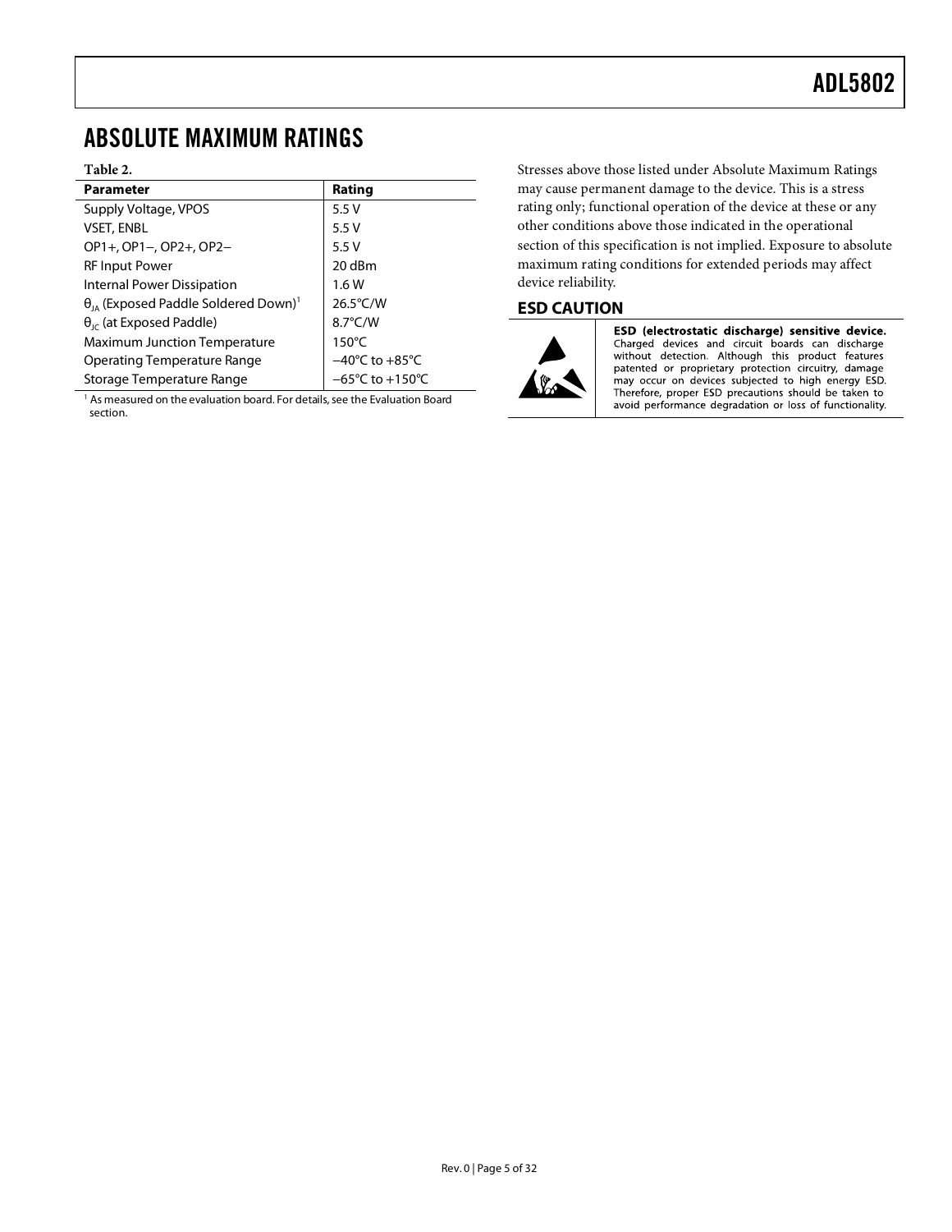# ABSOLUTE MAXIMUM RATINGS

**Table 2.**

| Parameter | Rating |
|---|---|
| Supply Voltage, VPOS | 5.5 V |
| VSET, ENBL | 5.5 V |
| OP1+, OP1−, OP2+, OP2− | 5.5 V |
| RF Input Power | 20 dBm |
| Internal Power Dissipation | 1.6 W |
| $\theta_{JA}$ (Exposed Paddle Soldered Down)[1] | 26.5°C/W |
| $\theta_{JC}$ (at Exposed Paddle) | 8.7°C/W |
| Maximum Junction Temperature | 150°C |
| Operating Temperature Range | −40°C to +85°C |
| Storage Temperature Range | −65°C to +150°C |

[1] As measured on the evaluation board. For details, see the Evaluation Board section.

Stresses above those listed under Absolute Maximum Ratings may cause permanent damage to the device. This is a stress rating only; functional operation of the device at these or any other conditions above those indicated in the operational section of this specification is not implied. Exposure to absolute maximum rating conditions for extended periods may affect device reliability.

## ESD CAUTION

**ESD (electrostatic discharge) sensitive device.** Charged devices and circuit boards can discharge without detection. Although this product features patented or proprietary protection circuitry, damage may occur on devices subjected to high energy ESD. Therefore, proper ESD precautions should be taken to avoid performance degradation or loss of functionality.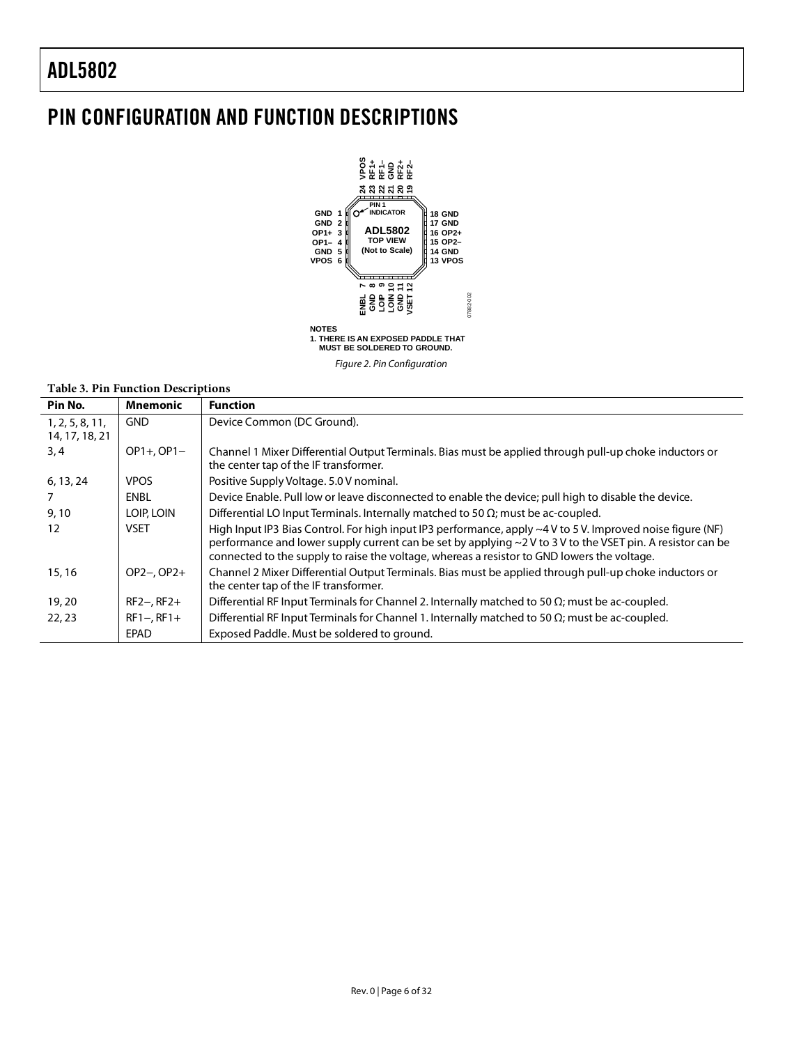## PIN CONFIGURATION AND FUNCTION DESCRIPTIONS

NOTES
1. THERE IS AN EXPOSED PADDLE THAT MUST BE SOLDERED TO GROUND.

*Figure 2. Pin Configuration*

**Table 3. Pin Function Descriptions**

| Pin No. | Mnemonic | Function |
|---|---|---|
| 1, 2, 5, 8, 11, 14, 17, 18, 21 | GND | Device Common (DC Ground). |
| 3, 4 | OP1+, OP1− | Channel 1 Mixer Differential Output Terminals. Bias must be applied through pull-up choke inductors or the center tap of the IF transformer. |
| 6, 13, 24 | VPOS | Positive Supply Voltage. 5.0 V nominal. |
| 7 | ENBL | Device Enable. Pull low or leave disconnected to enable the device; pull high to disable the device. |
| 9, 10 | LOIP, LOIN | Differential LO Input Terminals. Internally matched to 50 Ω; must be ac-coupled. |
| 12 | VSET | High Input IP3 Bias Control. For high input IP3 performance, apply ~4 V to 5 V. Improved noise figure (NF) performance and lower supply current can be set by applying ~2 V to 3 V to the VSET pin. A resistor can be connected to the supply to raise the voltage, whereas a resistor to GND lowers the voltage. |
| 15, 16 | OP2−, OP2+ | Channel 2 Mixer Differential Output Terminals. Bias must be applied through pull-up choke inductors or the center tap of the IF transformer. |
| 19, 20 | RF2−, RF2+ | Differential RF Input Terminals for Channel 2. Internally matched to 50 Ω; must be ac-coupled. |
| 22, 23 | RF1−, RF1+ | Differential RF Input Terminals for Channel 1. Internally matched to 50 Ω; must be ac-coupled. |
| | EPAD | Exposed Paddle. Must be soldered to ground. |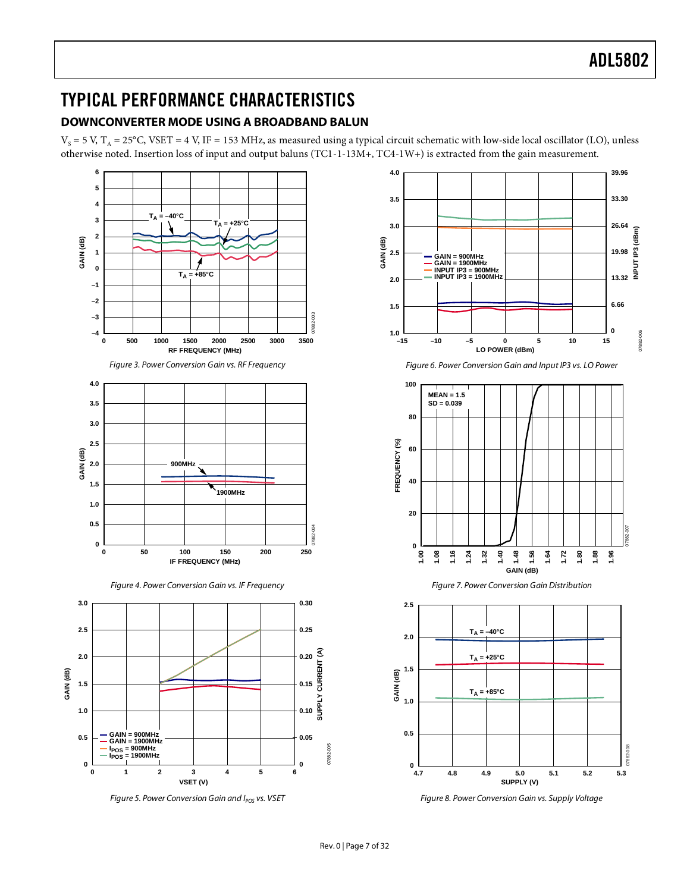# TYPICAL PERFORMANCE CHARACTERISTICS

## DOWNCONVERTER MODE USING A BROADBAND BALUN

$V_S$ = 5 V, $T_A$ = 25°C, VSET = 4 V, IF = 153 MHz, as measured using a typical circuit schematic with low-side local oscillator (LO), unless otherwise noted. Insertion loss of input and output baluns (TC1-1-13M+, TC4-1W+) is extracted from the gain measurement.

*Figure 3. Power Conversion Gain vs. RF Frequency*

*Figure 4. Power Conversion Gain vs. IF Frequency*

*Figure 5. Power Conversion Gain and $I_{POS}$ vs. VSET*

*Figure 6. Power Conversion Gain and Input IP3 vs. LO Power*

*Figure 7. Power Conversion Gain Distribution*

*Figure 8. Power Conversion Gain vs. Supply Voltage*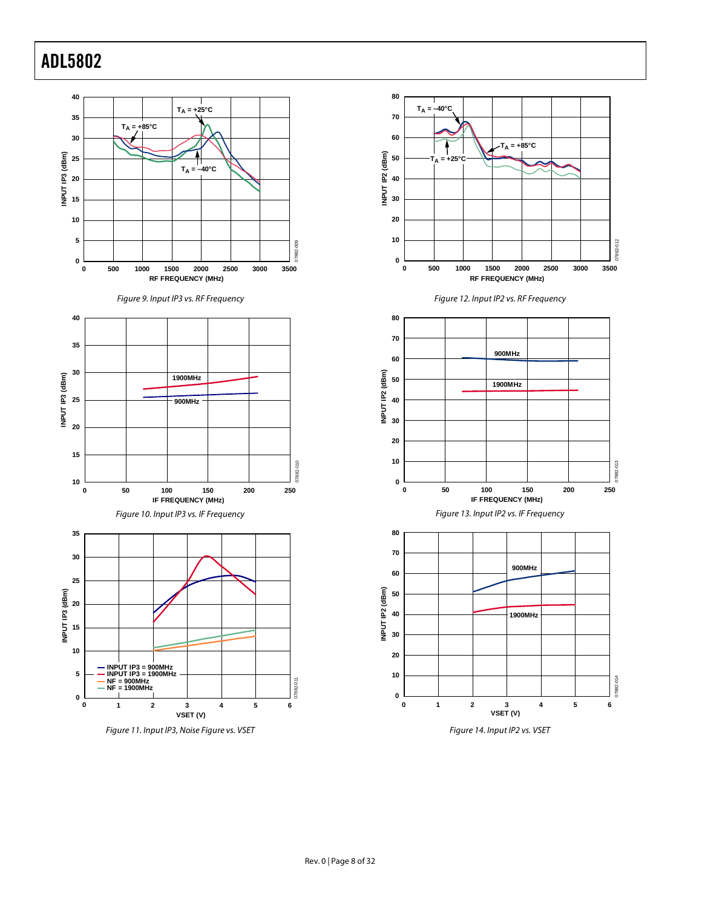Figure 9. Input IP3 vs. RF Frequency

Figure 10. Input IP3 vs. IF Frequency

Figure 11. Input IP3, Noise Figure vs. VSET

Figure 12. Input IP2 vs. RF Frequency

Figure 13. Input IP2 vs. IF Frequency

Figure 14. Input IP2 vs. VSET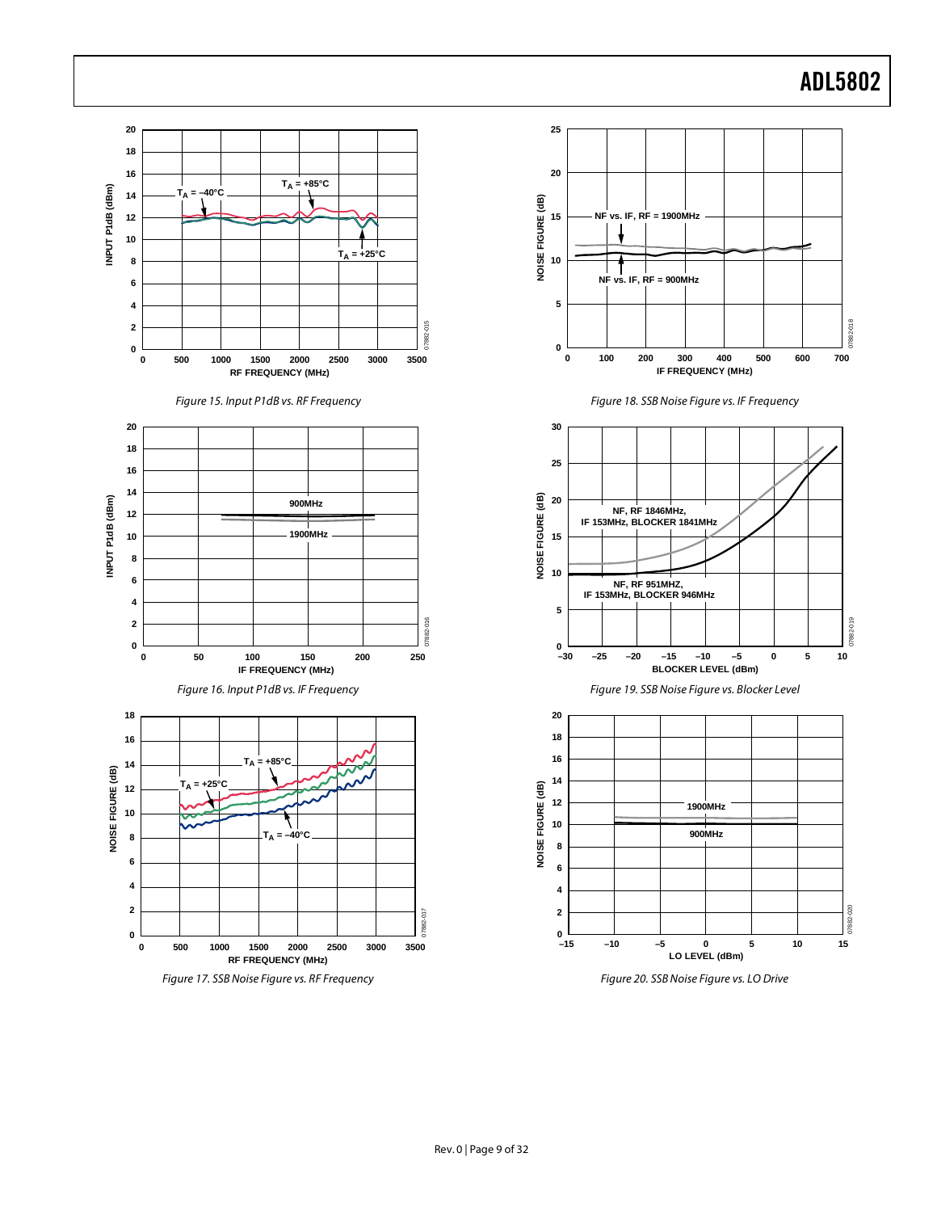Figure 15. Input P1dB vs. RF Frequency

Figure 16. Input P1dB vs. IF Frequency

Figure 17. SSB Noise Figure vs. RF Frequency

Figure 18. SSB Noise Figure vs. IF Frequency

Figure 19. SSB Noise Figure vs. Blocker Level

Figure 20. SSB Noise Figure vs. LO Drive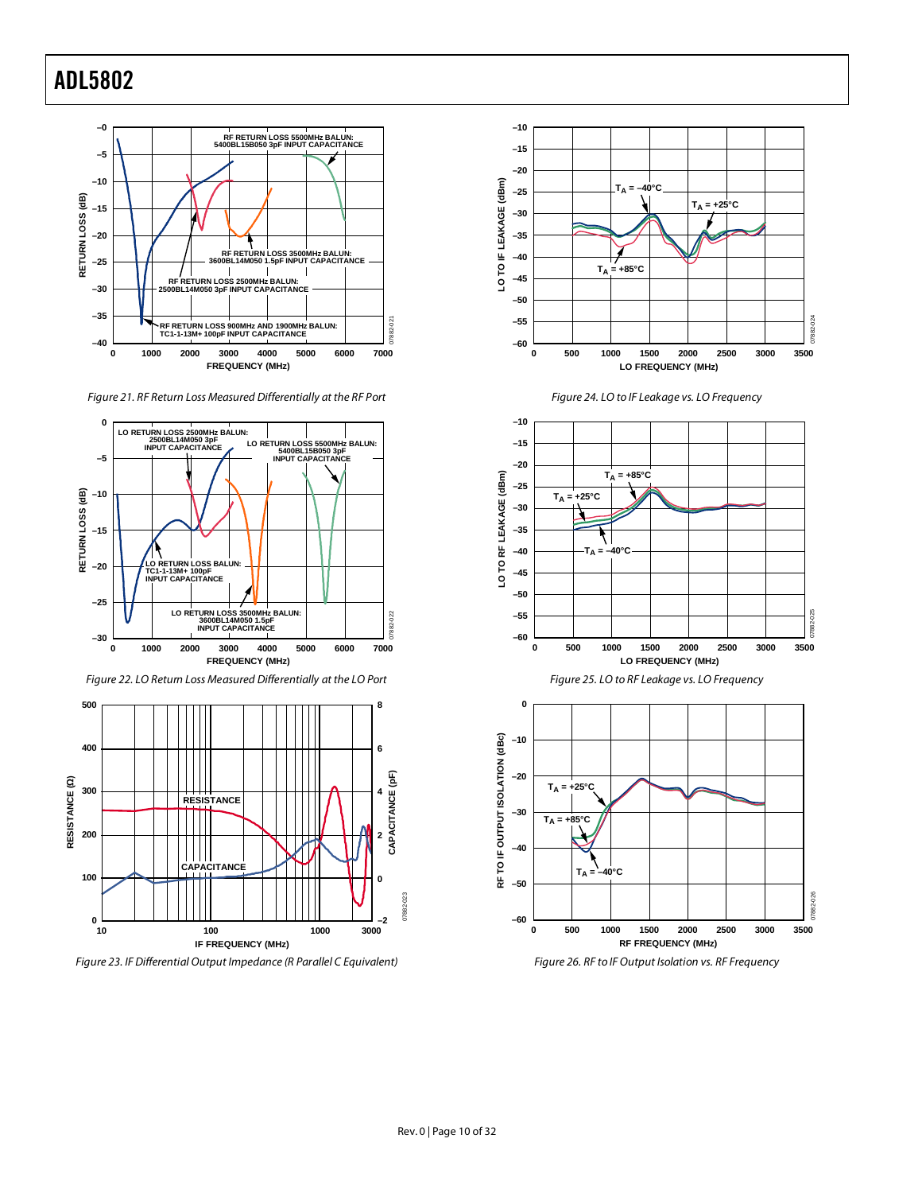Figure 21. RF Return Loss Measured Differentially at the RF Port

Figure 22. LO Return Loss Measured Differentially at the LO Port

Figure 23. IF Differential Output Impedance (R Parallel C Equivalent)

Figure 24. LO to IF Leakage vs. LO Frequency

Figure 25. LO to RF Leakage vs. LO Frequency

Figure 26. RF to IF Output Isolation vs. RF Frequency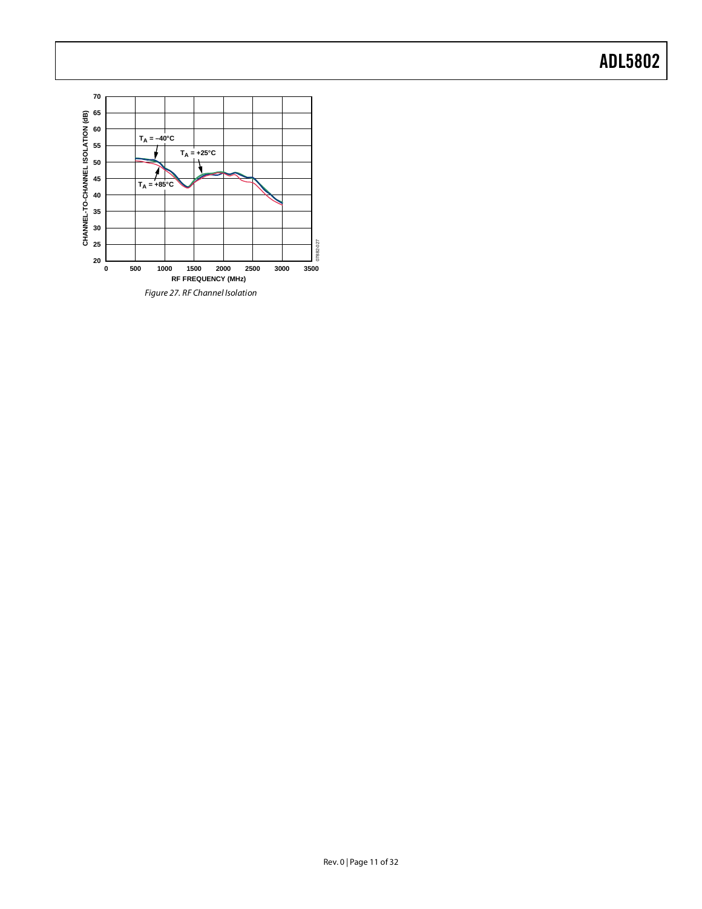Figure 27. RF Channel Isolation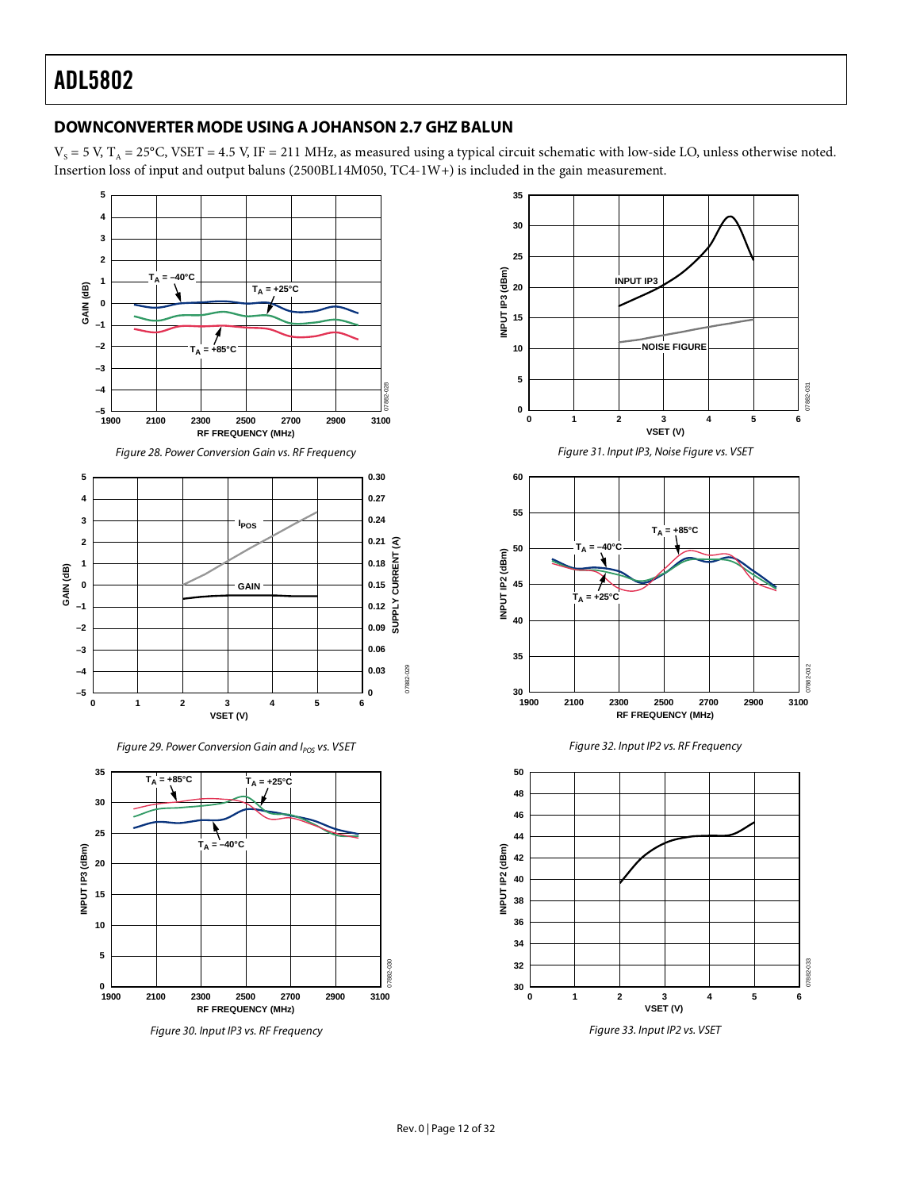## DOWNCONVERTER MODE USING A JOHANSON 2.7 GHZ BALUN

$V_S$ = 5 V, $T_A$ = 25°C, VSET = 4.5 V, IF = 211 MHz, as measured using a typical circuit schematic with low-side LO, unless otherwise noted. Insertion loss of input and output baluns (2500BL14M050, TC4-1W+) is included in the gain measurement.

*Figure 28. Power Conversion Gain vs. RF Frequency*

*Figure 29. Power Conversion Gain and $I_{POS}$ vs. VSET*

*Figure 30. Input IP3 vs. RF Frequency*

*Figure 31. Input IP3, Noise Figure vs. VSET*

*Figure 32. Input IP2 vs. RF Frequency*

*Figure 33. Input IP2 vs. VSET*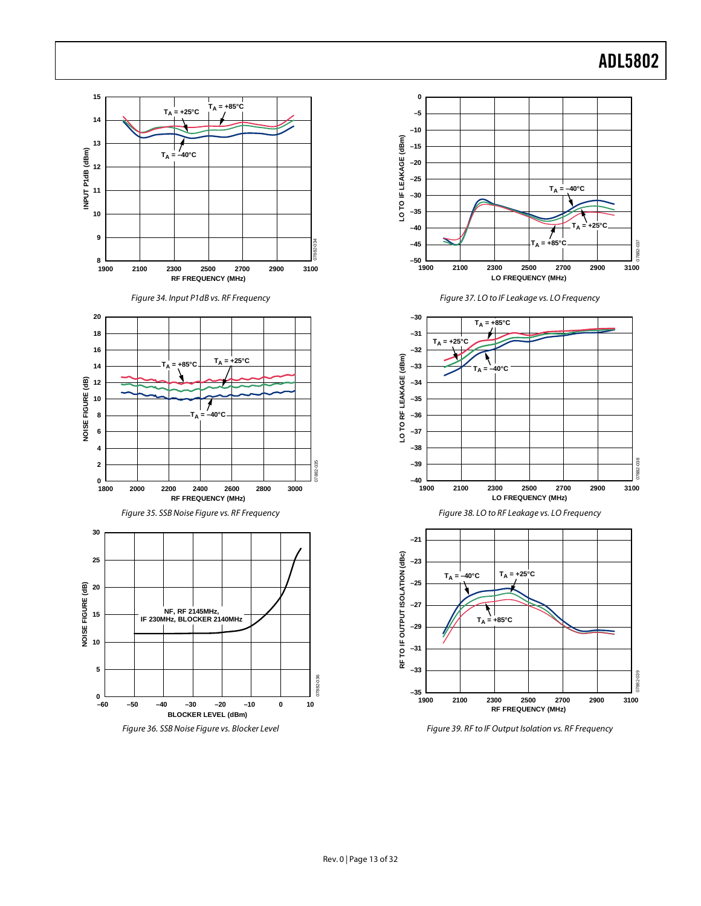Figure 34. Input P1dB vs. RF Frequency

Figure 35. SSB Noise Figure vs. RF Frequency

Figure 36. SSB Noise Figure vs. Blocker Level

Figure 37. LO to IF Leakage vs. LO Frequency

Figure 38. LO to RF Leakage vs. LO Frequency

Figure 39. RF to IF Output Isolation vs. RF Frequency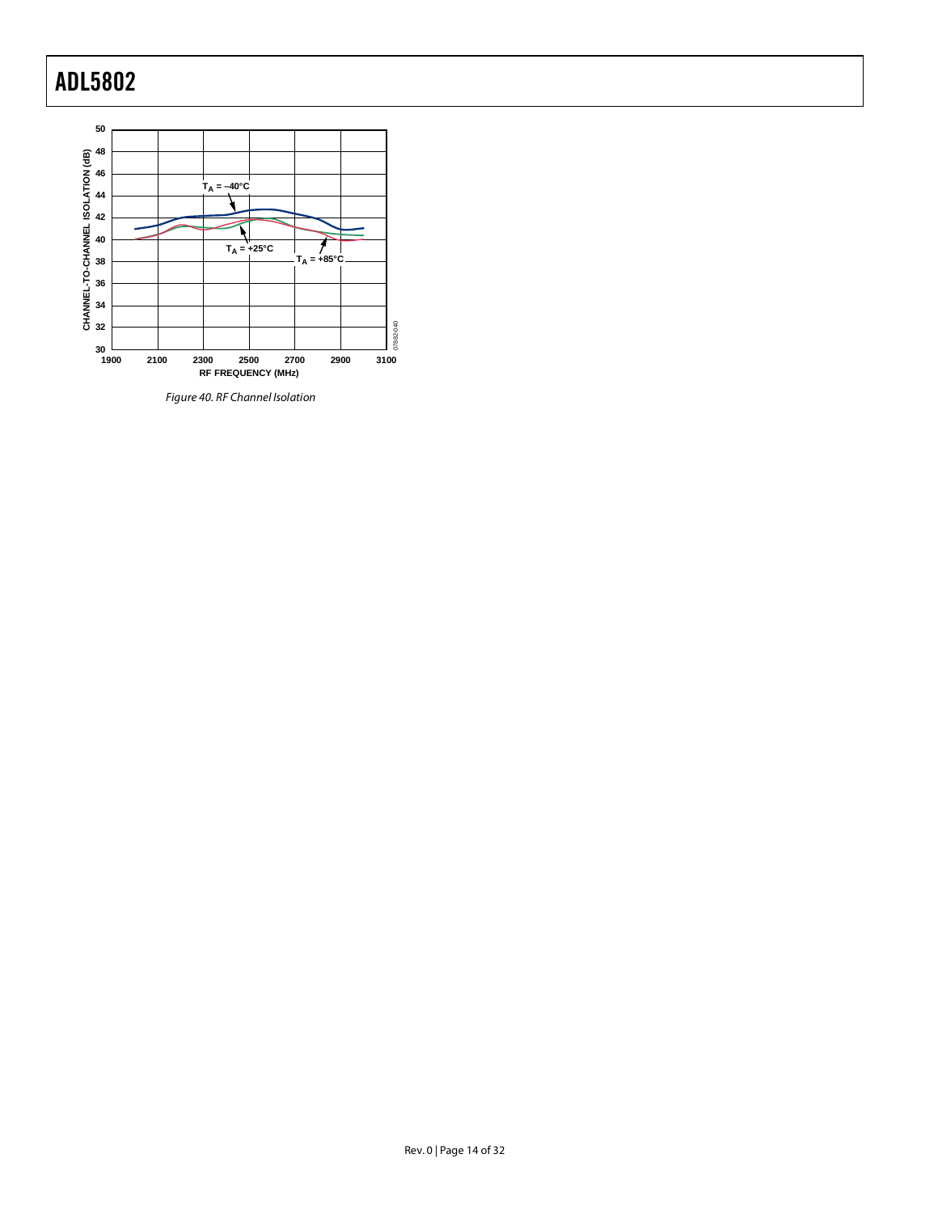Figure 40. RF Channel Isolation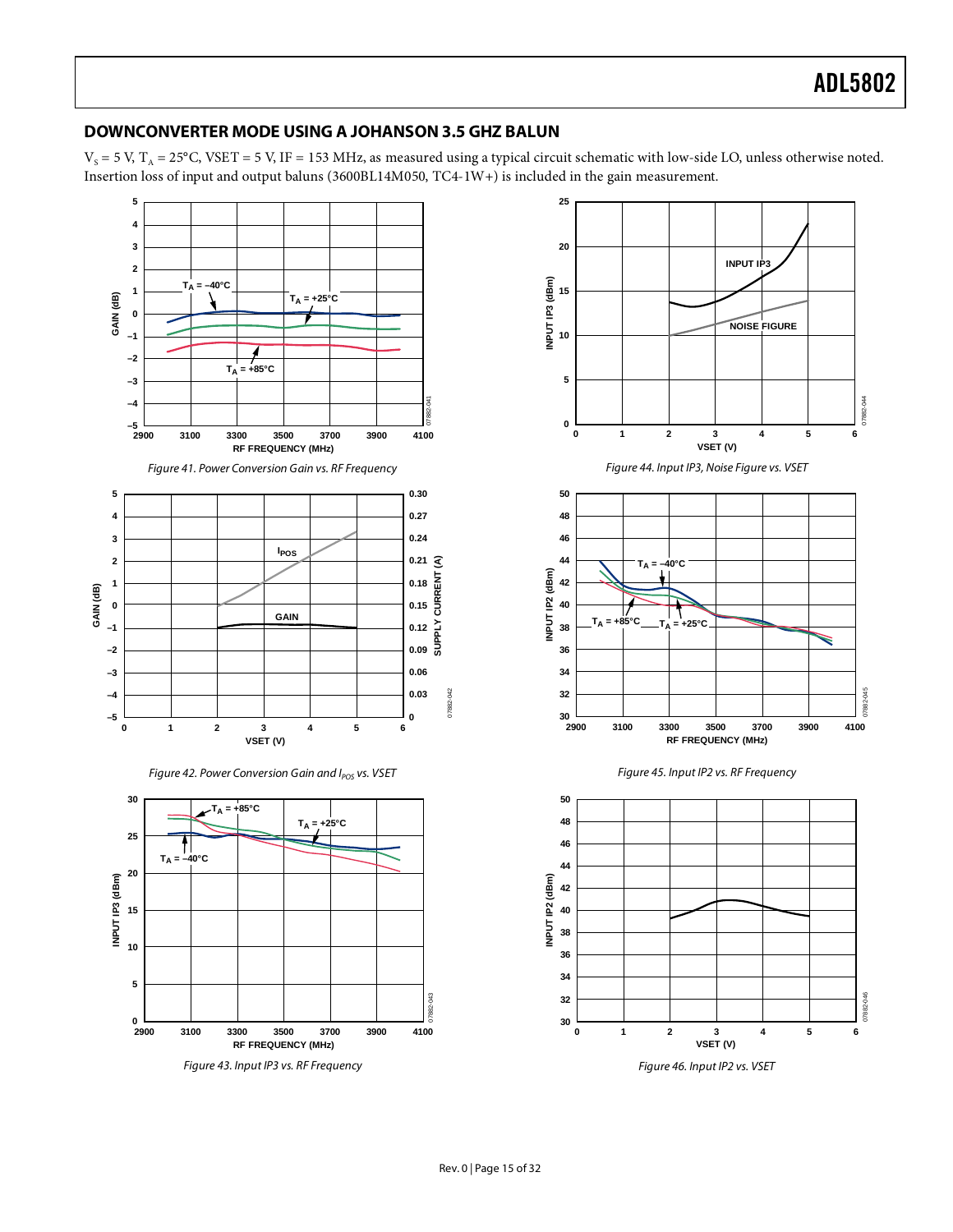## DOWNCONVERTER MODE USING A JOHANSON 3.5 GHZ BALUN

$V_S$ = 5 V, $T_A$ = 25°C, VSET = 5 V, IF = 153 MHz, as measured using a typical circuit schematic with low-side LO, unless otherwise noted. Insertion loss of input and output baluns (3600BL14M050, TC4-1W+) is included in the gain measurement.

*Figure 41. Power Conversion Gain vs. RF Frequency*

*Figure 42. Power Conversion Gain and $I_{POS}$ vs. VSET*

*Figure 43. Input IP3 vs. RF Frequency*

*Figure 44. Input IP3, Noise Figure vs. VSET*

*Figure 45. Input IP2 vs. RF Frequency*

*Figure 46. Input IP2 vs. VSET*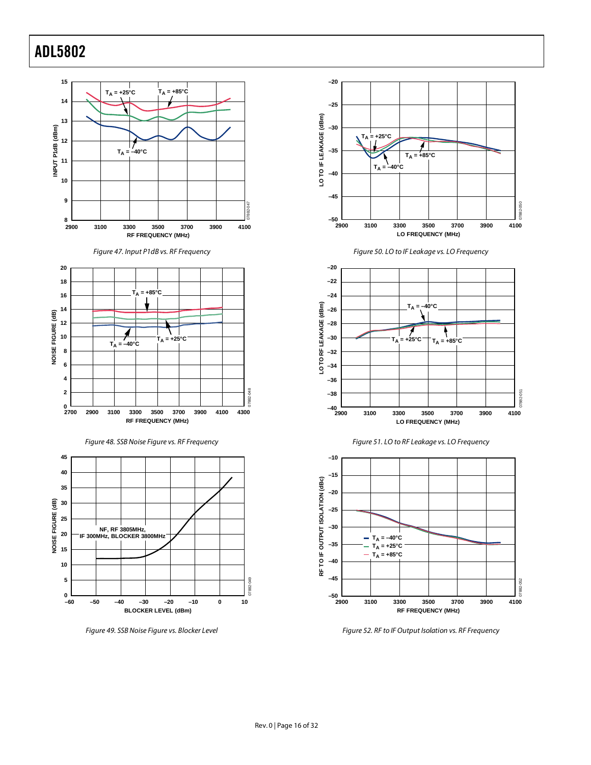Figure 47. Input P1dB vs. RF Frequency

Figure 48. SSB Noise Figure vs. RF Frequency

Figure 49. SSB Noise Figure vs. Blocker Level

Figure 50. LO to IF Leakage vs. LO Frequency

Figure 51. LO to RF Leakage vs. LO Frequency

Figure 52. RF to IF Output Isolation vs. RF Frequency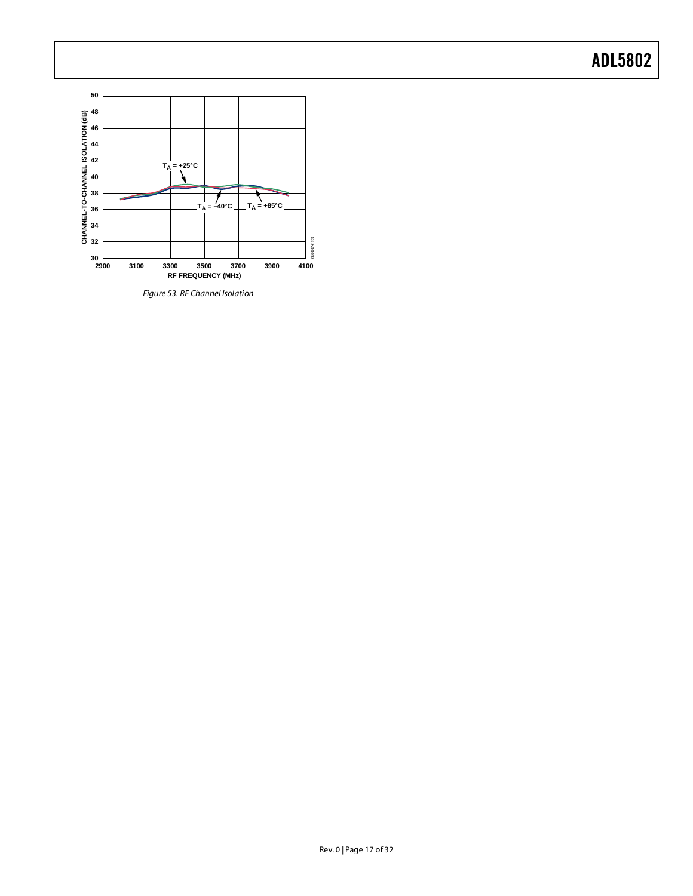Figure 53. RF Channel Isolation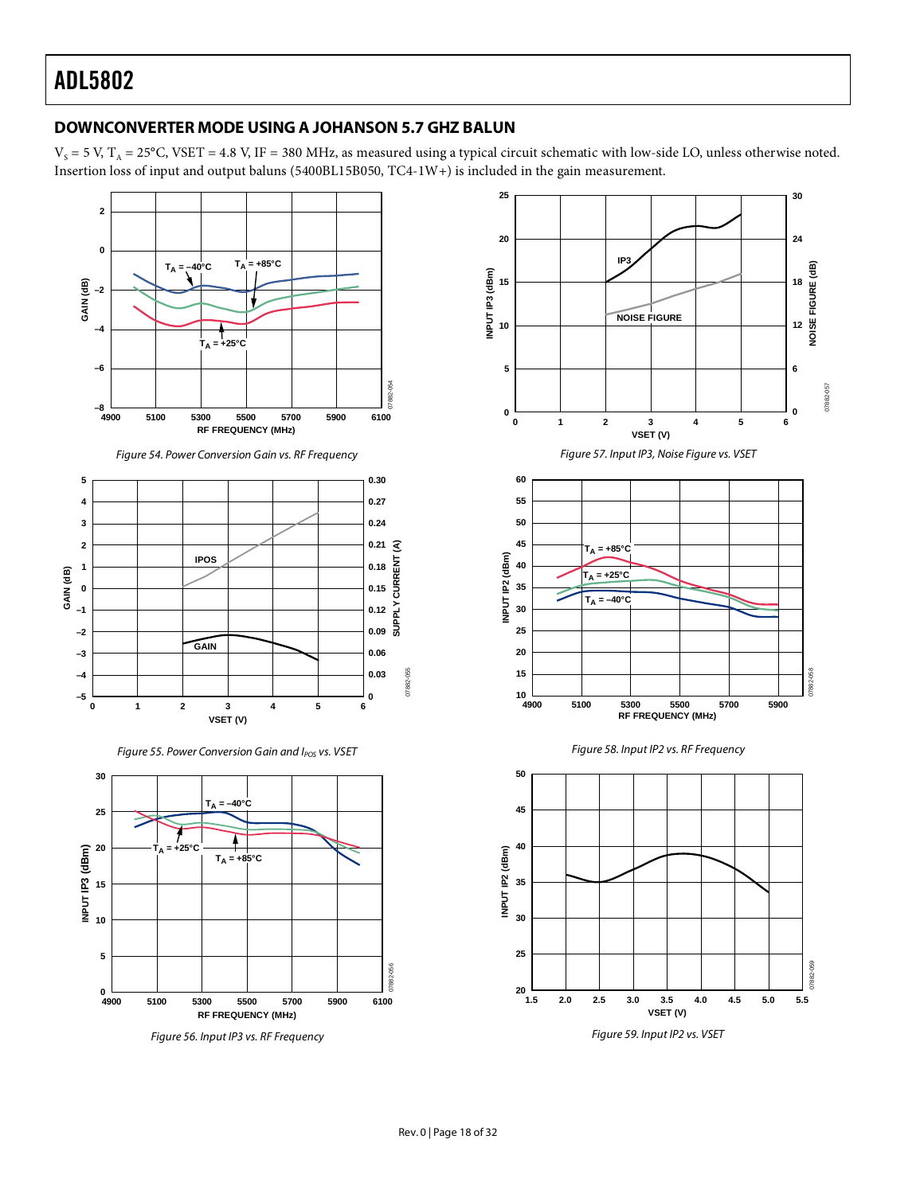## DOWNCONVERTER MODE USING A JOHANSON 5.7 GHZ BALUN

$V_S$ = 5 V, $T_A$ = 25°C, VSET = 4.8 V, IF = 380 MHz, as measured using a typical circuit schematic with low-side LO, unless otherwise noted. Insertion loss of input and output baluns (5400BL15B050, TC4-1W+) is included in the gain measurement.

*Figure 54. Power Conversion Gain vs. RF Frequency*

*Figure 55. Power Conversion Gain and $I_{POS}$ vs. VSET*

*Figure 56. Input IP3 vs. RF Frequency*

*Figure 57. Input IP3, Noise Figure vs. VSET*

*Figure 58. Input IP2 vs. RF Frequency*

*Figure 59. Input IP2 vs. VSET*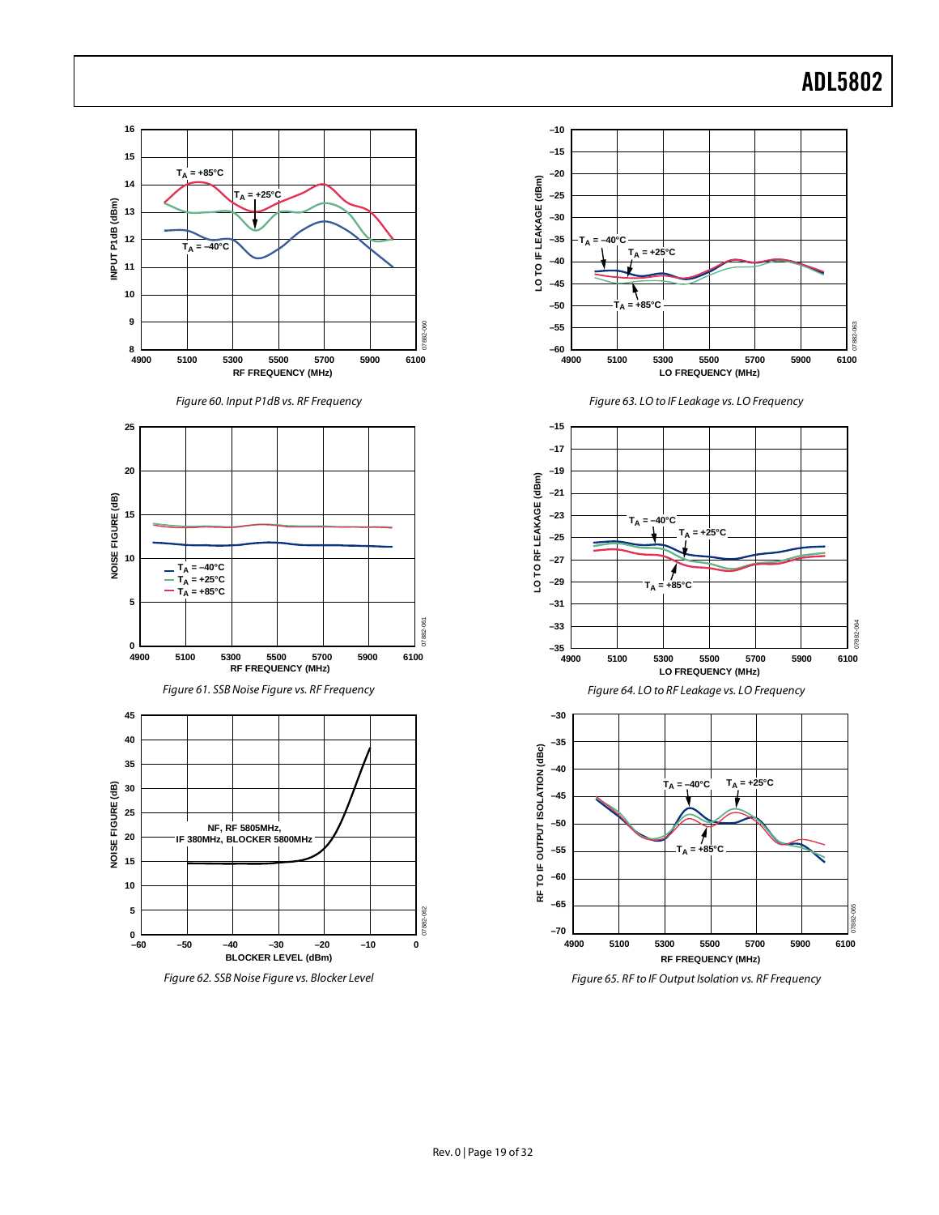Figure 60. Input P1dB vs. RF Frequency

Figure 61. SSB Noise Figure vs. RF Frequency

Figure 62. SSB Noise Figure vs. Blocker Level

Figure 63. LO to IF Leakage vs. LO Frequency

Figure 64. LO to RF Leakage vs. LO Frequency

Figure 65. RF to IF Output Isolation vs. RF Frequency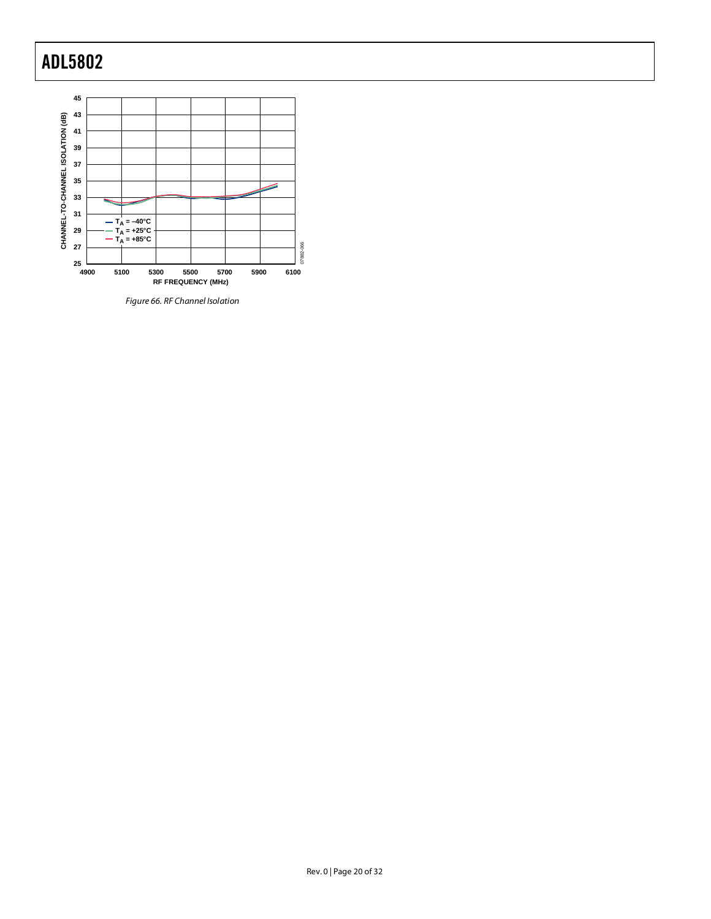Figure 66. RF Channel Isolation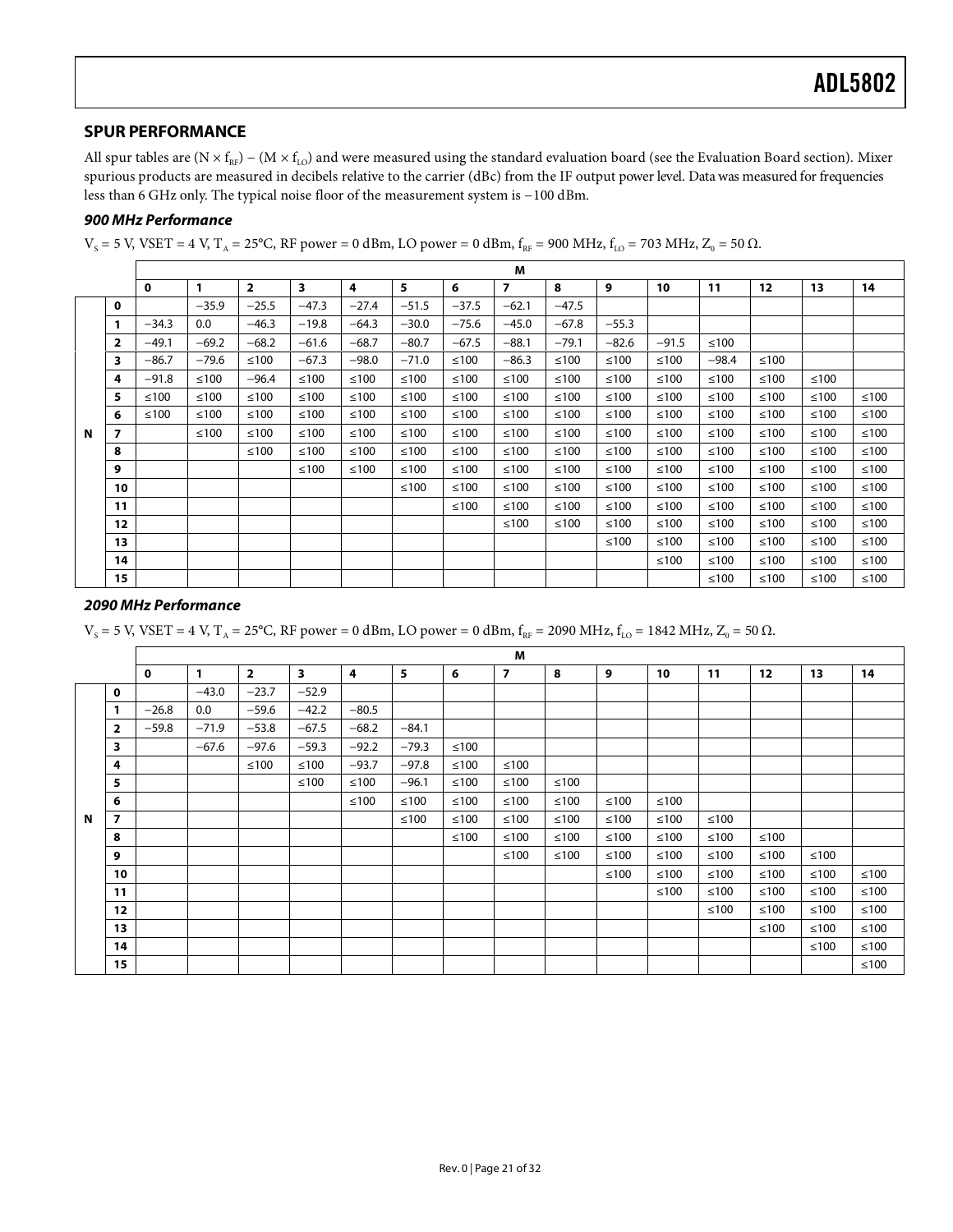## SPUR PERFORMANCE

All spur tables are $(N \times f_{RF}) - (M \times f_{LO})$ and were measured using the standard evaluation board (see the Evaluation Board section). Mixer spurious products are measured in decibels relative to the carrier (dBc) from the IF output power level. Data was measured for frequencies less than 6 GHz only. The typical noise floor of the measurement system is −100 dBm.

### *900 MHz Performance*

$V_S$ = 5 V, VSET = 4 V, $T_A$ = 25°C, RF power = 0 dBm, LO power = 0 dBm, $f_{RF}$ = 900 MHz, $f_{LO}$ = 703 MHz, $Z_0$ = 50 Ω.

| | | M | | | | | | | | | | | | | | |
|---|---|---|---|---|---|---|---|---|---|---|---|---|---|---|---|---|
| | | **0** | **1** | **2** | **3** | **4** | **5** | **6** | **7** | **8** | **9** | **10** | **11** | **12** | **13** | **14** |
| **N** | **0** | | −35.9 | −25.5 | −47.3 | −27.4 | −51.5 | −37.5 | −62.1 | −47.5 | | | | | | |
| | **1** | −34.3 | 0.0 | −46.3 | −19.8 | −64.3 | −30.0 | −75.6 | −45.0 | −67.8 | −55.3 | | | | | |
| | **2** | −49.1 | −69.2 | −68.2 | −61.6 | −68.7 | −80.7 | −67.5 | −88.1 | −79.1 | −82.6 | −91.5 | ≤100 | | | |
| | **3** | −86.7 | −79.6 | ≤100 | −67.3 | −98.0 | −71.0 | ≤100 | −86.3 | ≤100 | ≤100 | ≤100 | −98.4 | ≤100 | | |
| | **4** | −91.8 | ≤100 | −96.4 | ≤100 | ≤100 | ≤100 | ≤100 | ≤100 | ≤100 | ≤100 | ≤100 | ≤100 | ≤100 | ≤100 | |
| | **5** | ≤100 | ≤100 | ≤100 | ≤100 | ≤100 | ≤100 | ≤100 | ≤100 | ≤100 | ≤100 | ≤100 | ≤100 | ≤100 | ≤100 | ≤100 |
| | **6** | ≤100 | ≤100 | ≤100 | ≤100 | ≤100 | ≤100 | ≤100 | ≤100 | ≤100 | ≤100 | ≤100 | ≤100 | ≤100 | ≤100 | ≤100 |
| | **7** | | ≤100 | ≤100 | ≤100 | ≤100 | ≤100 | ≤100 | ≤100 | ≤100 | ≤100 | ≤100 | ≤100 | ≤100 | ≤100 | ≤100 |
| | **8** | | | ≤100 | ≤100 | ≤100 | ≤100 | ≤100 | ≤100 | ≤100 | ≤100 | ≤100 | ≤100 | ≤100 | ≤100 | ≤100 |
| | **9** | | | | ≤100 | ≤100 | ≤100 | ≤100 | ≤100 | ≤100 | ≤100 | ≤100 | ≤100 | ≤100 | ≤100 | ≤100 |
| | **10** | | | | | | ≤100 | ≤100 | ≤100 | ≤100 | ≤100 | ≤100 | ≤100 | ≤100 | ≤100 | ≤100 |
| | **11** | | | | | | | ≤100 | ≤100 | ≤100 | ≤100 | ≤100 | ≤100 | ≤100 | ≤100 | ≤100 |
| | **12** | | | | | | | | ≤100 | ≤100 | ≤100 | ≤100 | ≤100 | ≤100 | ≤100 | ≤100 |
| | **13** | | | | | | | | | | ≤100 | ≤100 | ≤100 | ≤100 | ≤100 | ≤100 |
| | **14** | | | | | | | | | | | ≤100 | ≤100 | ≤100 | ≤100 | ≤100 |
| | **15** | | | | | | | | | | | | ≤100 | ≤100 | ≤100 | ≤100 |

### *2090 MHz Performance*

$V_S$ = 5 V, VSET = 4 V, $T_A$ = 25°C, RF power = 0 dBm, LO power = 0 dBm, $f_{RF}$ = 2090 MHz, $f_{LO}$ = 1842 MHz, $Z_0$ = 50 Ω.

| | | M | | | | | | | | | | | | | | |
|---|---|---|---|---|---|---|---|---|---|---|---|---|---|---|---|---|
| | | **0** | **1** | **2** | **3** | **4** | **5** | **6** | **7** | **8** | **9** | **10** | **11** | **12** | **13** | **14** |
| **N** | **0** | | −43.0 | −23.7 | −52.9 | | | | | | | | | | | |
| | **1** | −26.8 | 0.0 | −59.6 | −42.2 | −80.5 | | | | | | | | | | |
| | **2** | −59.8 | −71.9 | −53.8 | −67.5 | −68.2 | −84.1 | | | | | | | | | |
| | **3** | | −67.6 | −97.6 | −59.3 | −92.2 | −79.3 | ≤100 | | | | | | | | |
| | **4** | | | ≤100 | ≤100 | −93.7 | −97.8 | ≤100 | ≤100 | | | | | | | |
| | **5** | | | | ≤100 | ≤100 | −96.1 | ≤100 | ≤100 | ≤100 | | | | | | |
| | **6** | | | | | ≤100 | ≤100 | ≤100 | ≤100 | ≤100 | ≤100 | ≤100 | | | | |
| | **7** | | | | | | ≤100 | ≤100 | ≤100 | ≤100 | ≤100 | ≤100 | ≤100 | | | |
| | **8** | | | | | | | ≤100 | ≤100 | ≤100 | ≤100 | ≤100 | ≤100 | ≤100 | | |
| | **9** | | | | | | | | ≤100 | ≤100 | ≤100 | ≤100 | ≤100 | ≤100 | ≤100 | |
| | **10** | | | | | | | | | | ≤100 | ≤100 | ≤100 | ≤100 | ≤100 | ≤100 |
| | **11** | | | | | | | | | | | ≤100 | ≤100 | ≤100 | ≤100 | ≤100 |
| | **12** | | | | | | | | | | | | ≤100 | ≤100 | ≤100 | ≤100 |
| | **13** | | | | | | | | | | | | | ≤100 | ≤100 | ≤100 |
| | **14** | | | | | | | | | | | | | | ≤100 | ≤100 |
| | **15** | | | | | | | | | | | | | | | ≤100 |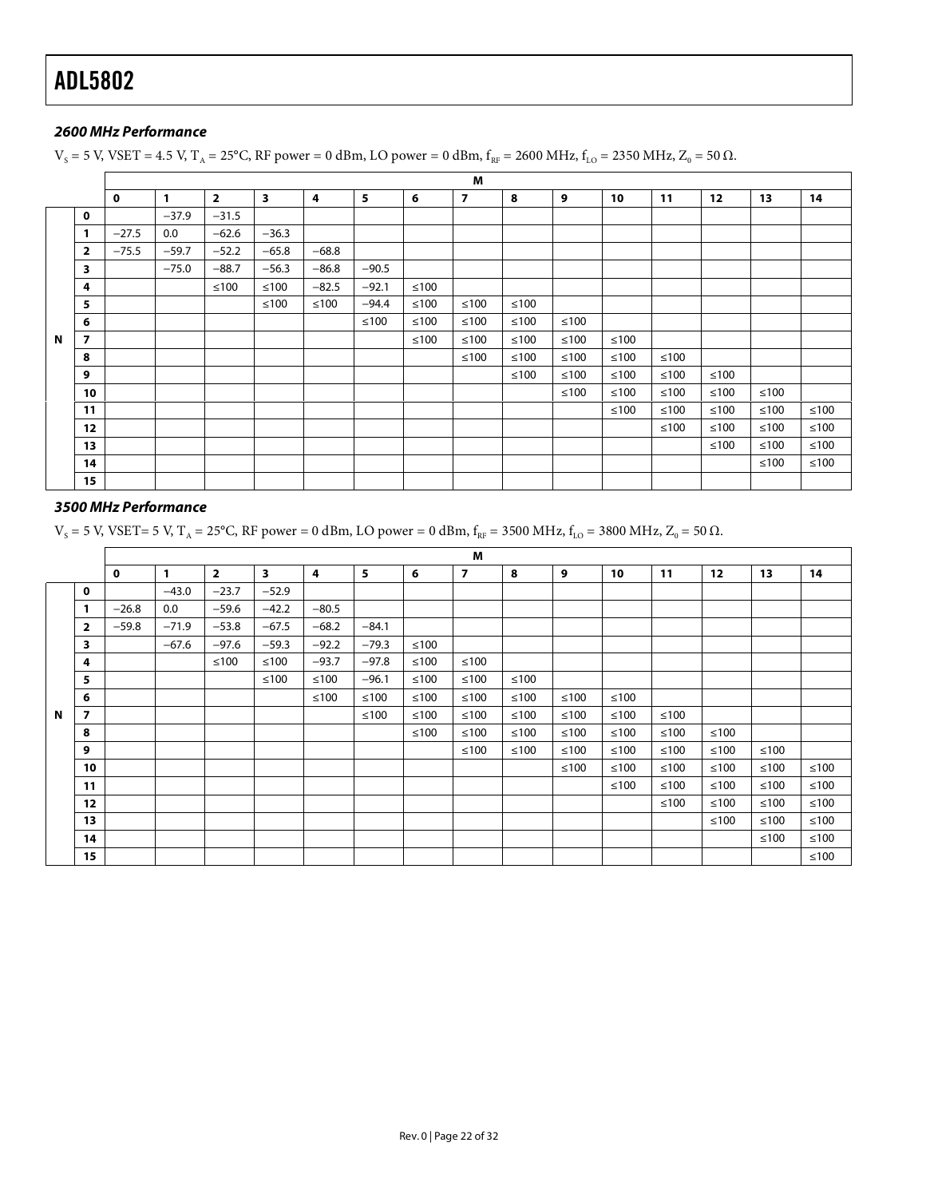### *2600 MHz Performance*

$V_S$ = 5 V, VSET = 4.5 V, $T_A$ = 25°C, RF power = 0 dBm, LO power = 0 dBm, $f_{RF}$ = 2600 MHz, $f_{LO}$ = 2350 MHz, $Z_0$ = 50 Ω.

| | | M | | | | | | | | | | | | | | |
|---|---|---|---|---|---|---|---|---|---|---|---|---|---|---|---|---|
| | | **0** | **1** | **2** | **3** | **4** | **5** | **6** | **7** | **8** | **9** | **10** | **11** | **12** | **13** | **14** |
| **N** | **0** | | −37.9 | −31.5 | | | | | | | | | | | | |
| | **1** | −27.5 | 0.0 | −62.6 | −36.3 | | | | | | | | | | | |
| | **2** | −75.5 | −59.7 | −52.2 | −65.8 | −68.8 | | | | | | | | | | |
| | **3** | | −75.0 | −88.7 | −56.3 | −86.8 | −90.5 | | | | | | | | | |
| | **4** | | | ≤100 | ≤100 | −82.5 | −92.1 | ≤100 | | | | | | | | |
| | **5** | | | | ≤100 | ≤100 | −94.4 | ≤100 | ≤100 | ≤100 | | | | | | |
| | **6** | | | | | | ≤100 | ≤100 | ≤100 | ≤100 | ≤100 | | | | | |
| | **7** | | | | | | | ≤100 | ≤100 | ≤100 | ≤100 | ≤100 | | | | |
| | **8** | | | | | | | | ≤100 | ≤100 | ≤100 | ≤100 | ≤100 | | | |
| | **9** | | | | | | | | | ≤100 | ≤100 | ≤100 | ≤100 | ≤100 | | |
| | **10** | | | | | | | | | | ≤100 | ≤100 | ≤100 | ≤100 | ≤100 | |
| | **11** | | | | | | | | | | | ≤100 | ≤100 | ≤100 | ≤100 | ≤100 |
| | **12** | | | | | | | | | | | | ≤100 | ≤100 | ≤100 | ≤100 |
| | **13** | | | | | | | | | | | | | ≤100 | ≤100 | ≤100 |
| | **14** | | | | | | | | | | | | | | ≤100 | ≤100 |
| | **15** | | | | | | | | | | | | | | | |

### *3500 MHz Performance*

$V_S$ = 5 V, VSET= 5 V, $T_A$ = 25°C, RF power = 0 dBm, LO power = 0 dBm, $f_{RF}$ = 3500 MHz, $f_{LO}$ = 3800 MHz, $Z_0$ = 50 Ω.

| | | M | | | | | | | | | | | | | | |
|---|---|---|---|---|---|---|---|---|---|---|---|---|---|---|---|---|
| | | **0** | **1** | **2** | **3** | **4** | **5** | **6** | **7** | **8** | **9** | **10** | **11** | **12** | **13** | **14** |
| **N** | **0** | | −43.0 | −23.7 | −52.9 | | | | | | | | | | | |
| | **1** | −26.8 | 0.0 | −59.6 | −42.2 | −80.5 | | | | | | | | | | |
| | **2** | −59.8 | −71.9 | −53.8 | −67.5 | −68.2 | −84.1 | | | | | | | | | |
| | **3** | | −67.6 | −97.6 | −59.3 | −92.2 | −79.3 | ≤100 | | | | | | | | |
| | **4** | | | ≤100 | ≤100 | −93.7 | −97.8 | ≤100 | ≤100 | | | | | | | |
| | **5** | | | | ≤100 | ≤100 | −96.1 | ≤100 | ≤100 | ≤100 | | | | | | |
| | **6** | | | | | ≤100 | ≤100 | ≤100 | ≤100 | ≤100 | ≤100 | ≤100 | | | | |
| | **7** | | | | | | ≤100 | ≤100 | ≤100 | ≤100 | ≤100 | ≤100 | ≤100 | | | |
| | **8** | | | | | | | ≤100 | ≤100 | ≤100 | ≤100 | ≤100 | ≤100 | ≤100 | | |
| | **9** | | | | | | | | ≤100 | ≤100 | ≤100 | ≤100 | ≤100 | ≤100 | ≤100 | |
| | **10** | | | | | | | | | | ≤100 | ≤100 | ≤100 | ≤100 | ≤100 | ≤100 |
| | **11** | | | | | | | | | | | ≤100 | ≤100 | ≤100 | ≤100 | ≤100 |
| | **12** | | | | | | | | | | | | ≤100 | ≤100 | ≤100 | ≤100 |
| | **13** | | | | | | | | | | | | | ≤100 | ≤100 | ≤100 |
| | **14** | | | | | | | | | | | | | | ≤100 | ≤100 |
| | **15** | | | | | | | | | | | | | | | ≤100 |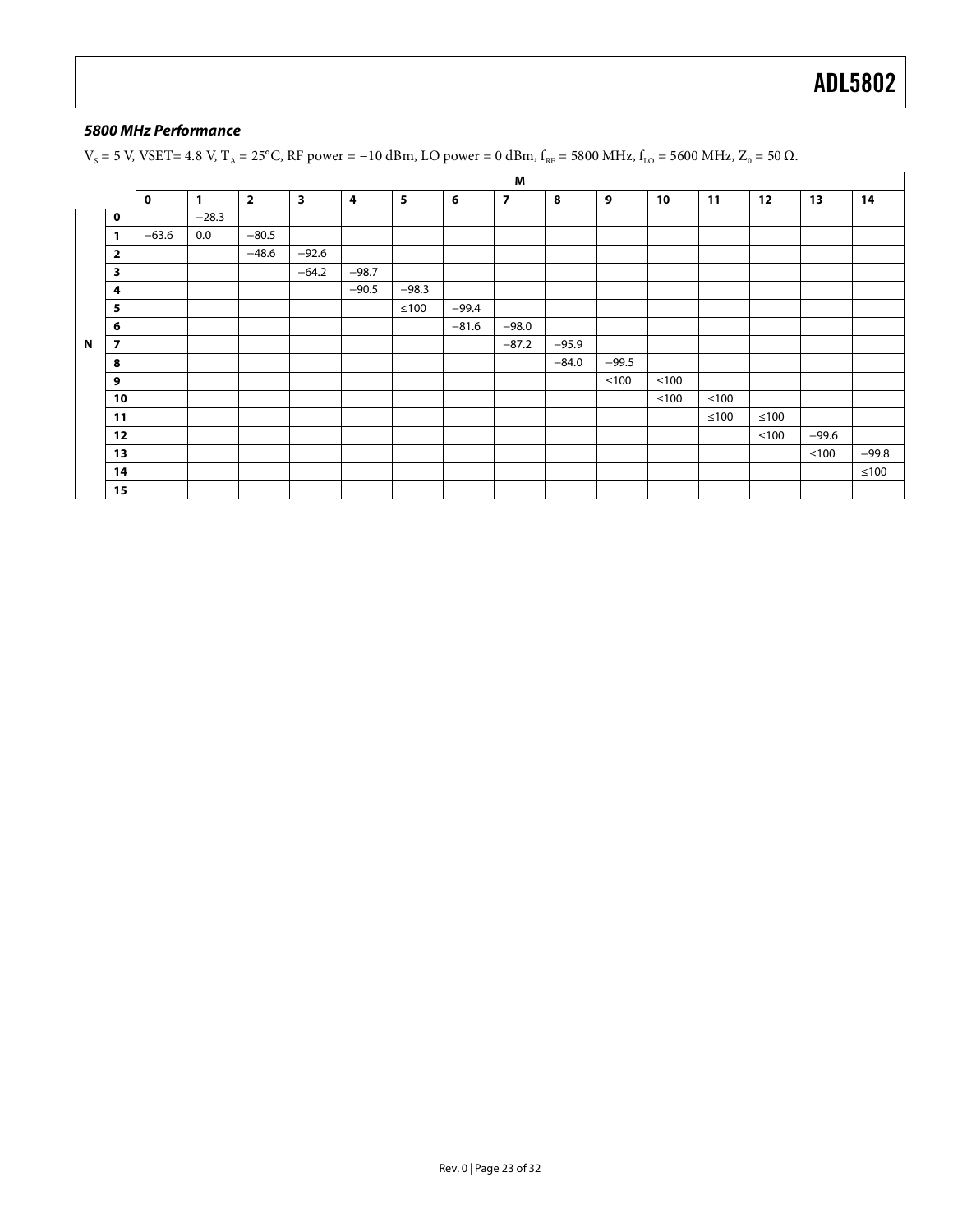### *5800 MHz Performance*

$V_S$ = 5 V, VSET= 4.8 V, $T_A$ = 25°C, RF power = −10 dBm, LO power = 0 dBm, $f_{RF}$ = 5800 MHz, $f_{LO}$ = 5600 MHz, $Z_0$ = 50 Ω.

| | | M | | | | | | | | | | | | | | |
|---|---|---|---|---|---|---|---|---|---|---|---|---|---|---|---|---|
| | | **0** | **1** | **2** | **3** | **4** | **5** | **6** | **7** | **8** | **9** | **10** | **11** | **12** | **13** | **14** |
| **N** | **0** | | −28.3 | | | | | | | | | | | | | |
| | **1** | −63.6 | 0.0 | −80.5 | | | | | | | | | | | | |
| | **2** | | | −48.6 | −92.6 | | | | | | | | | | | |
| | **3** | | | | −64.2 | −98.7 | | | | | | | | | | |
| | **4** | | | | | −90.5 | −98.3 | | | | | | | | | |
| | **5** | | | | | | ≤100 | −99.4 | | | | | | | | |
| | **6** | | | | | | | −81.6 | −98.0 | | | | | | | |
| | **7** | | | | | | | | −87.2 | −95.9 | | | | | | |
| | **8** | | | | | | | | | −84.0 | −99.5 | | | | | |
| | **9** | | | | | | | | | | ≤100 | ≤100 | | | | |
| | **10** | | | | | | | | | | | ≤100 | ≤100 | | | |
| | **11** | | | | | | | | | | | | ≤100 | ≤100 | | |
| | **12** | | | | | | | | | | | | | ≤100 | −99.6 | |
| | **13** | | | | | | | | | | | | | | ≤100 | −99.8 |
| | **14** | | | | | | | | | | | | | | | ≤100 |
| | **15** | | | | | | | | | | | | | | | |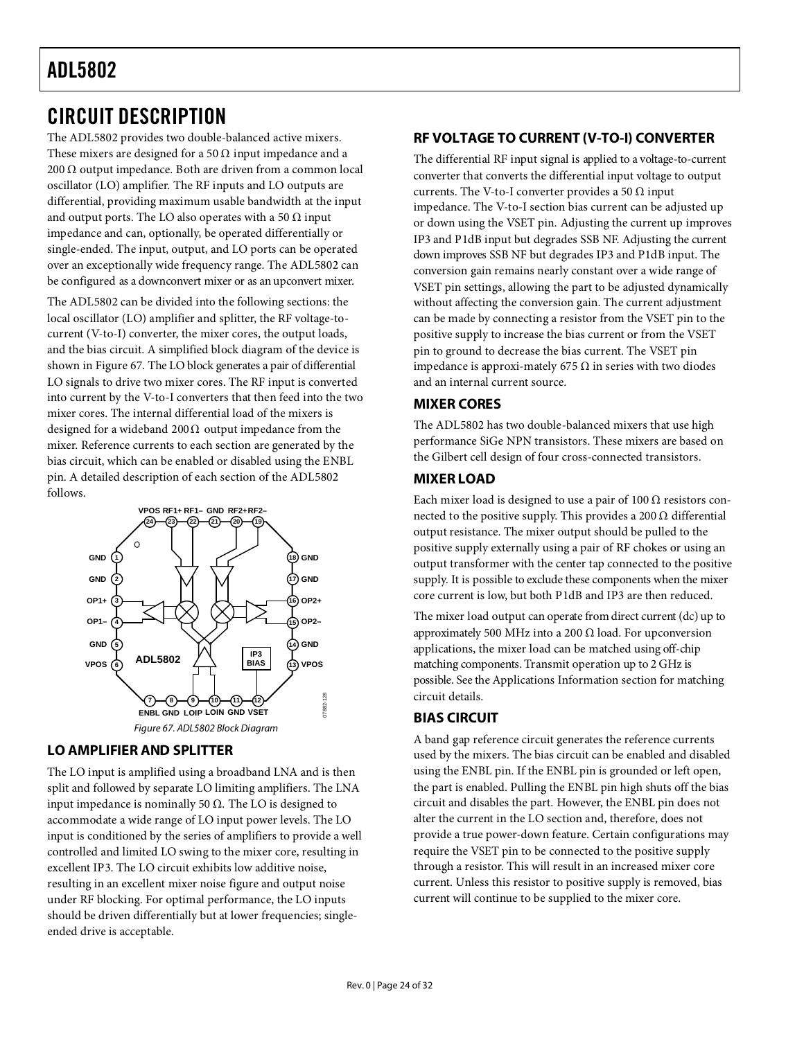# CIRCUIT DESCRIPTION

The ADL5802 provides two double-balanced active mixers. These mixers are designed for a 50 Ω input impedance and a 200 Ω output impedance. Both are driven from a common local oscillator (LO) amplifier. The RF inputs and LO outputs are differential, providing maximum usable bandwidth at the input and output ports. The LO also operates with a 50 Ω input impedance and can, optionally, be operated differentially or single-ended. The input, output, and LO ports can be operated over an exceptionally wide frequency range. The ADL5802 can be configured as a downconvert mixer or as an upconvert mixer.

The ADL5802 can be divided into the following sections: the local oscillator (LO) amplifier and splitter, the RF voltage-to-current (V-to-I) converter, the mixer cores, the output loads, and the bias circuit. A simplified block diagram of the device is shown in Figure 67. The LO block generates a pair of differential LO signals to drive two mixer cores. The RF input is converted into current by the V-to-I converters that then feed into the two mixer cores. The internal differential load of the mixers is designed for a wideband 200 Ω output impedance from the mixer. Reference currents to each section are generated by the bias circuit, which can be enabled or disabled using the ENBL pin. A detailed description of each section of the ADL5802 follows.

Figure 67. ADL5802 Block Diagram

## LO AMPLIFIER AND SPLITTER

The LO input is amplified using a broadband LNA and is then split and followed by separate LO limiting amplifiers. The LNA input impedance is nominally 50 Ω. The LO is designed to accommodate a wide range of LO input power levels. The LO input is conditioned by the series of amplifiers to provide a well controlled and limited LO swing to the mixer core, resulting in excellent IP3. The LO circuit exhibits low additive noise, resulting in an excellent mixer noise figure and output noise under RF blocking. For optimal performance, the LO inputs should be driven differentially but at lower frequencies; single-ended drive is acceptable.

## RF VOLTAGE TO CURRENT (V-TO-I) CONVERTER

The differential RF input signal is applied to a voltage-to-current converter that converts the differential input voltage to output currents. The V-to-I converter provides a 50 Ω input impedance. The V-to-I section bias current can be adjusted up or down using the VSET pin. Adjusting the current up improves IP3 and P1dB input but degrades SSB NF. Adjusting the current down improves SSB NF but degrades IP3 and P1dB input. The conversion gain remains nearly constant over a wide range of VSET pin settings, allowing the part to be adjusted dynamically without affecting the conversion gain. The current adjustment can be made by connecting a resistor from the VSET pin to the positive supply to increase the bias current or from the VSET pin to ground to decrease the bias current. The VSET pin impedance is approxi-mately 675 Ω in series with two diodes and an internal current source.

## MIXER CORES

The ADL5802 has two double-balanced mixers that use high performance SiGe NPN transistors. These mixers are based on the Gilbert cell design of four cross-connected transistors.

## MIXER LOAD

Each mixer load is designed to use a pair of 100 Ω resistors connected to the positive supply. This provides a 200 Ω differential output resistance. The mixer output should be pulled to the positive supply externally using a pair of RF chokes or using an output transformer with the center tap connected to the positive supply. It is possible to exclude these components when the mixer core current is low, but both P1dB and IP3 are then reduced.

The mixer load output can operate from direct current (dc) up to approximately 500 MHz into a 200 Ω load. For upconversion applications, the mixer load can be matched using off-chip matching components. Transmit operation up to 2 GHz is possible. See the Applications Information section for matching circuit details.

## BIAS CIRCUIT

A band gap reference circuit generates the reference currents used by the mixers. The bias circuit can be enabled and disabled using the ENBL pin. If the ENBL pin is grounded or left open, the part is enabled. Pulling the ENBL pin high shuts off the bias circuit and disables the part. However, the ENBL pin does not alter the current in the LO section and, therefore, does not provide a true power-down feature. Certain configurations may require the VSET pin to be connected to the positive supply through a resistor. This will result in an increased mixer core current. Unless this resistor to positive supply is removed, bias current will continue to be supplied to the mixer core.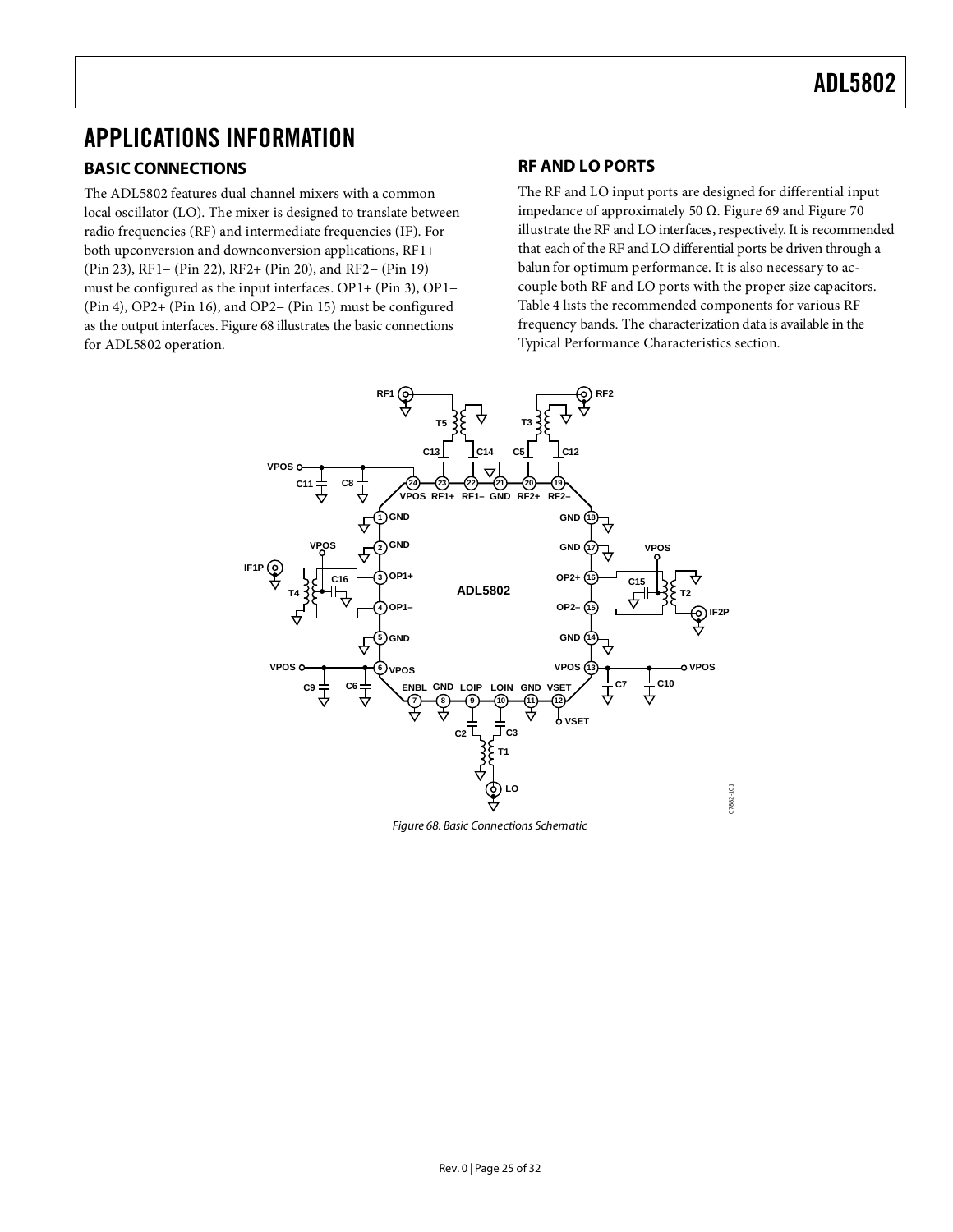# APPLICATIONS INFORMATION

## BASIC CONNECTIONS

The ADL5802 features dual channel mixers with a common local oscillator (LO). The mixer is designed to translate between radio frequencies (RF) and intermediate frequencies (IF). For both upconversion and downconversion applications, RF1+ (Pin 23), RF1− (Pin 22), RF2+ (Pin 20), and RF2− (Pin 19) must be configured as the input interfaces. OP1+ (Pin 3), OP1− (Pin 4), OP2+ (Pin 16), and OP2− (Pin 15) must be configured as the output interfaces. Figure 68 illustrates the basic connections for ADL5802 operation.

## RF AND LO PORTS

The RF and LO input ports are designed for differential input impedance of approximately 50 Ω. Figure 69 and Figure 70 illustrate the RF and LO interfaces, respectively. It is recommended that each of the RF and LO differential ports be driven through a balun for optimum performance. It is also necessary to ac-couple both RF and LO ports with the proper size capacitors. Table 4 lists the recommended components for various RF frequency bands. The characterization data is available in the Typical Performance Characteristics section.

*Figure 68. Basic Connections Schematic*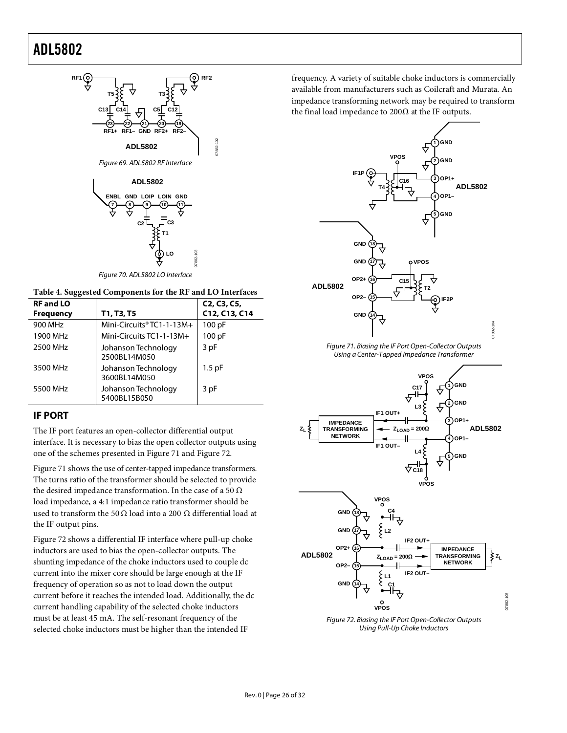Figure 69. ADL5802 RF Interface

Figure 70. ADL5802 LO Interface

**Table 4. Suggested Components for the RF and LO Interfaces**

| RF and LO Frequency | T1, T3, T5 | C2, C3, C5, C12, C13, C14 |
|---|---|---|
| 900 MHz | Mini-Circuits® TC1-1-13M+ | 100 pF |
| 1900 MHz | Mini-Circuits TC1-1-13M+ | 100 pF |
| 2500 MHz | Johanson Technology 2500BL14M050 | 3 pF |
| 3500 MHz | Johanson Technology 3600BL14M050 | 1.5 pF |
| 5500 MHz | Johanson Technology 5400BL15B050 | 3 pF |

## IF PORT

The IF port features an open-collector differential output interface. It is necessary to bias the open collector outputs using one of the schemes presented in Figure 71 and Figure 72.

Figure 71 shows the use of center-tapped impedance transformers. The turns ratio of the transformer should be selected to provide the desired impedance transformation. In the case of a 50 Ω load impedance, a 4:1 impedance ratio transformer should be used to transform the 50 Ω load into a 200 Ω differential load at the IF output pins.

Figure 72 shows a differential IF interface where pull-up choke inductors are used to bias the open-collector outputs. The shunting impedance of the choke inductors used to couple dc current into the mixer core should be large enough at the IF frequency of operation so as not to load down the output current before it reaches the intended load. Additionally, the dc current handling capability of the selected choke inductors must be at least 45 mA. The self-resonant frequency of the selected choke inductors must be higher than the intended IF frequency. A variety of suitable choke inductors is commercially available from manufacturers such as Coilcraft and Murata. An impedance transforming network may be required to transform the final load impedance to 200Ω at the IF outputs.

Figure 71. Biasing the IF Port Open-Collector Outputs Using a Center-Tapped Impedance Transformer

Figure 72. Biasing the IF Port Open-Collector Outputs Using Pull-Up Choke Inductors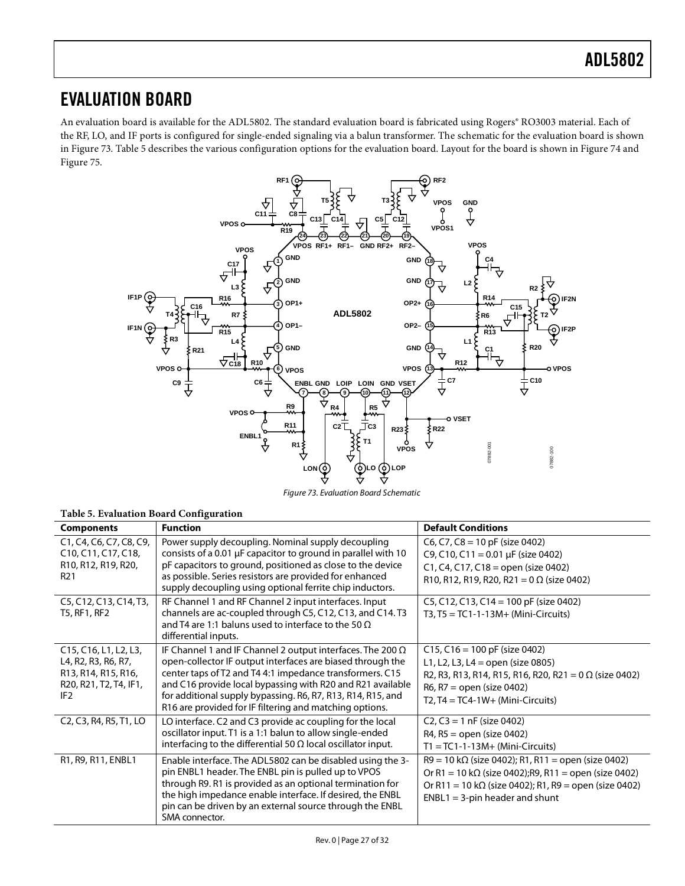## EVALUATION BOARD

An evaluation board is available for the ADL5802. The standard evaluation board is fabricated using Rogers® RO3003 material. Each of the RF, LO, and IF ports is configured for single-ended signaling via a balun transformer. The schematic for the evaluation board is shown in Figure 73. Table 5 describes the various configuration options for the evaluation board. Layout for the board is shown in Figure 74 and Figure 75.

*Figure 73. Evaluation Board Schematic*

**Table 5. Evaluation Board Configuration**

| Components | Function | Default Conditions |
|---|---|---|
| C1, C4, C6, C7, C8, C9, C10, C11, C17, C18, R10, R12, R19, R20, R21 | Power supply decoupling. Nominal supply decoupling consists of a 0.01 µF capacitor to ground in parallel with 10 pF capacitors to ground, positioned as close to the device as possible. Series resistors are provided for enhanced supply decoupling using optional ferrite chip inductors. | C6, C7, C8 = 10 pF (size 0402)<br>C9, C10, C11 = 0.01 µF (size 0402)<br>C1, C4, C17, C18 = open (size 0402)<br>R10, R12, R19, R20, R21 = 0 Ω (size 0402) |
| C5, C12, C13, C14, T3, T5, RF1, RF2 | RF Channel 1 and RF Channel 2 input interfaces. Input channels are ac-coupled through C5, C12, C13, and C14. T3 and T4 are 1:1 baluns used to interface to the 50 Ω differential inputs. | C5, C12, C13, C14 = 100 pF (size 0402)<br>T3, T5 = TC1-1-13M+ (Mini-Circuits) |
| C15, C16, L1, L2, L3, L4, R2, R3, R6, R7, R13, R14, R15, R16, R20, R21, T2, T4, IF1, IF2 | IF Channel 1 and IF Channel 2 output interfaces. The 200 Ω open-collector IF output interfaces are biased through the center taps of T2 and T4 4:1 impedance transformers. C15 and C16 provide local bypassing with R20 and R21 available for additional supply bypassing. R6, R7, R13, R14, R15, and R16 are provided for IF filtering and matching options. | C15, C16 = 100 pF (size 0402)<br>L1, L2, L3, L4 = open (size 0805)<br>R2, R3, R13, R14, R15, R16, R20, R21 = 0 Ω (size 0402)<br>R6, R7 = open (size 0402)<br>T2, T4 = TC4-1W+ (Mini-Circuits) |
| C2, C3, R4, R5, T1, LO | LO interface. C2 and C3 provide ac coupling for the local oscillator input. T1 is a 1:1 balun to allow single-ended interfacing to the differential 50 Ω local oscillator input. | C2, C3 = 1 nF (size 0402)<br>R4, R5 = open (size 0402)<br>T1 = TC1-1-13M+ (Mini-Circuits) |
| R1, R9, R11, ENBL1 | Enable interface. The ADL5802 can be disabled using the 3-pin ENBL1 header. The ENBL pin is pulled up to VPOS through R9. R1 is provided as an optional termination for the high impedance enable interface. If desired, the ENBL pin can be driven by an external source through the ENBL SMA connector. | R9 = 10 kΩ (size 0402); R1, R11 = open (size 0402)<br>Or R1 = 10 kΩ (size 0402);R9, R11 = open (size 0402)<br>Or R11 = 10 kΩ (size 0402); R1, R9 = open (size 0402)<br>ENBL1 = 3-pin header and shunt |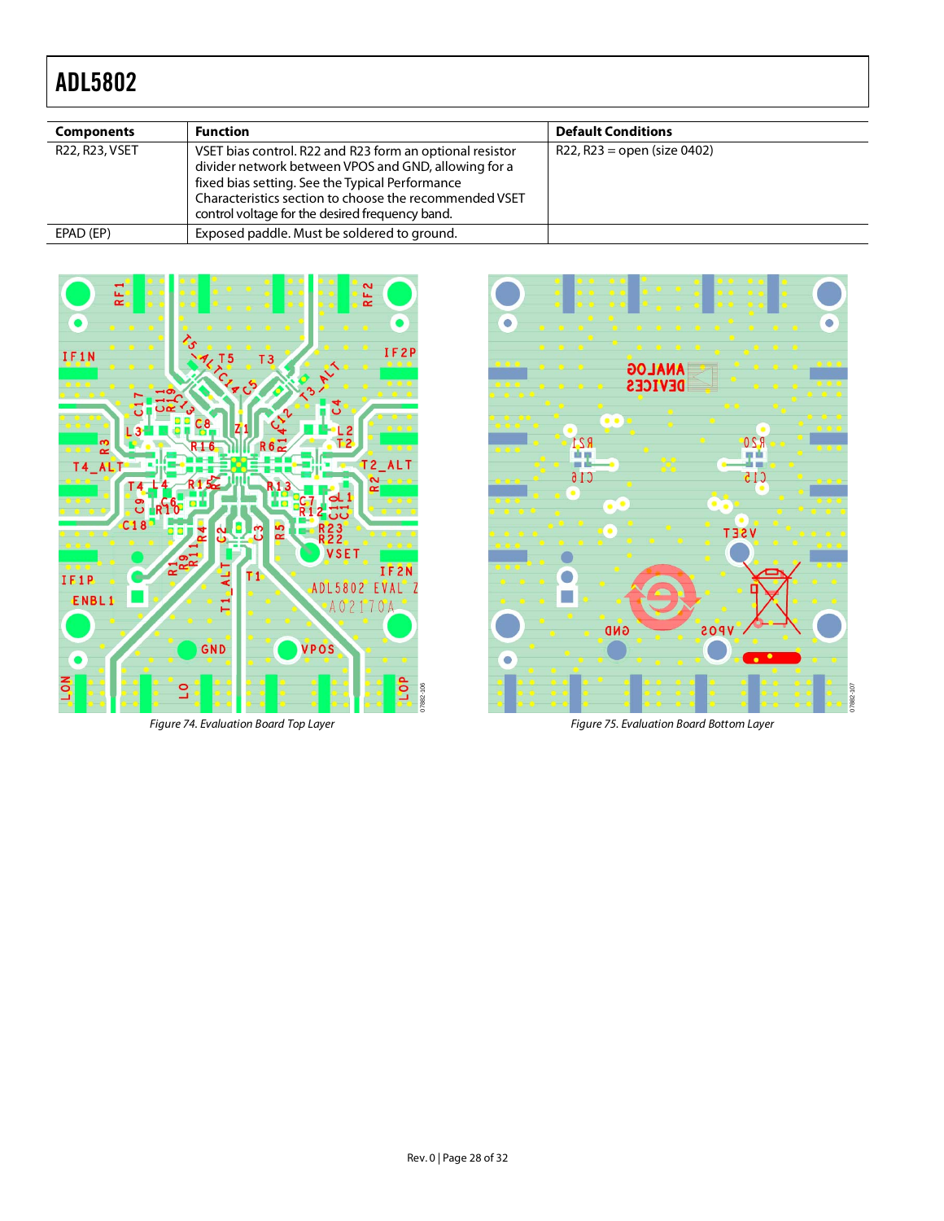| Components | Function | Default Conditions |
|---|---|---|
| R22, R23, VSET | VSET bias control. R22 and R23 form an optional resistor divider network between VPOS and GND, allowing for a fixed bias setting. See the Typical Performance Characteristics section to choose the recommended VSET control voltage for the desired frequency band. | R22, R23 = open (size 0402) |
| EPAD (EP) | Exposed paddle. Must be soldered to ground. | |

Figure 74. Evaluation Board Top Layer

Figure 75. Evaluation Board Bottom Layer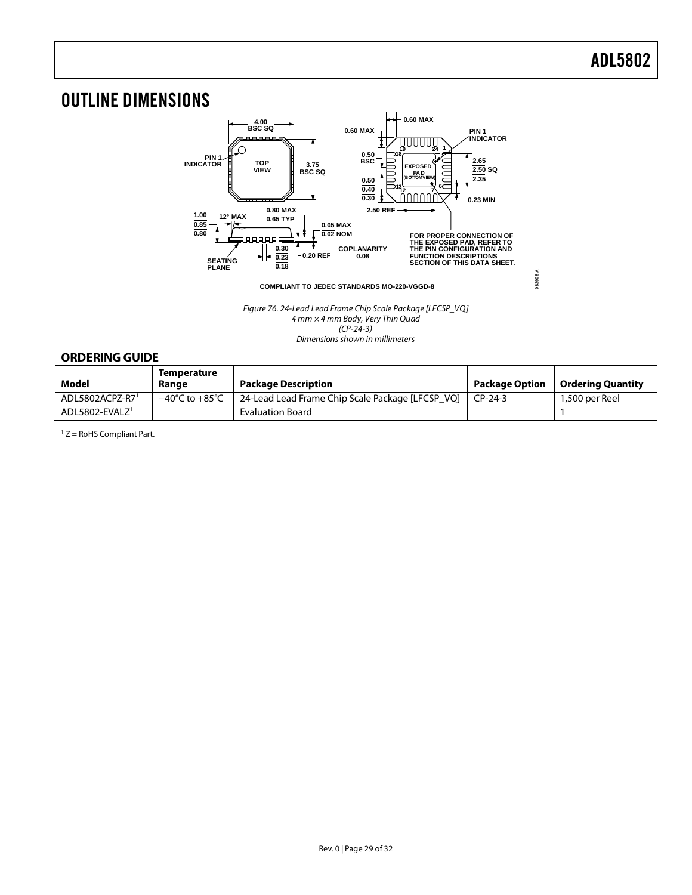# OUTLINE DIMENSIONS

*Figure 76. 24-Lead Lead Frame Chip Scale Package [LFCSP_VQ]*
*4 mm × 4 mm Body, Very Thin Quad*
*(CP-24-3)*
*Dimensions shown in millimeters*

## ORDERING GUIDE

| Model | Temperature Range | Package Description | Package Option | Ordering Quantity |
|---|---|---|---|---|
| ADL5802ACPZ-R7[1] | −40°C to +85°C | 24-Lead Lead Frame Chip Scale Package [LFCSP_VQ] | CP-24-3 | 1,500 per Reel |
| ADL5802-EVALZ[1] | | Evaluation Board | | 1 |

[1] Z = RoHS Compliant Part.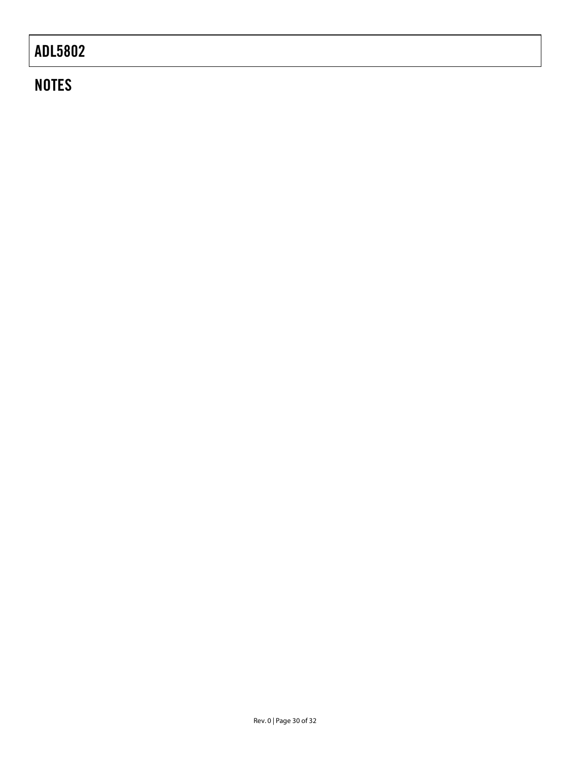## NOTES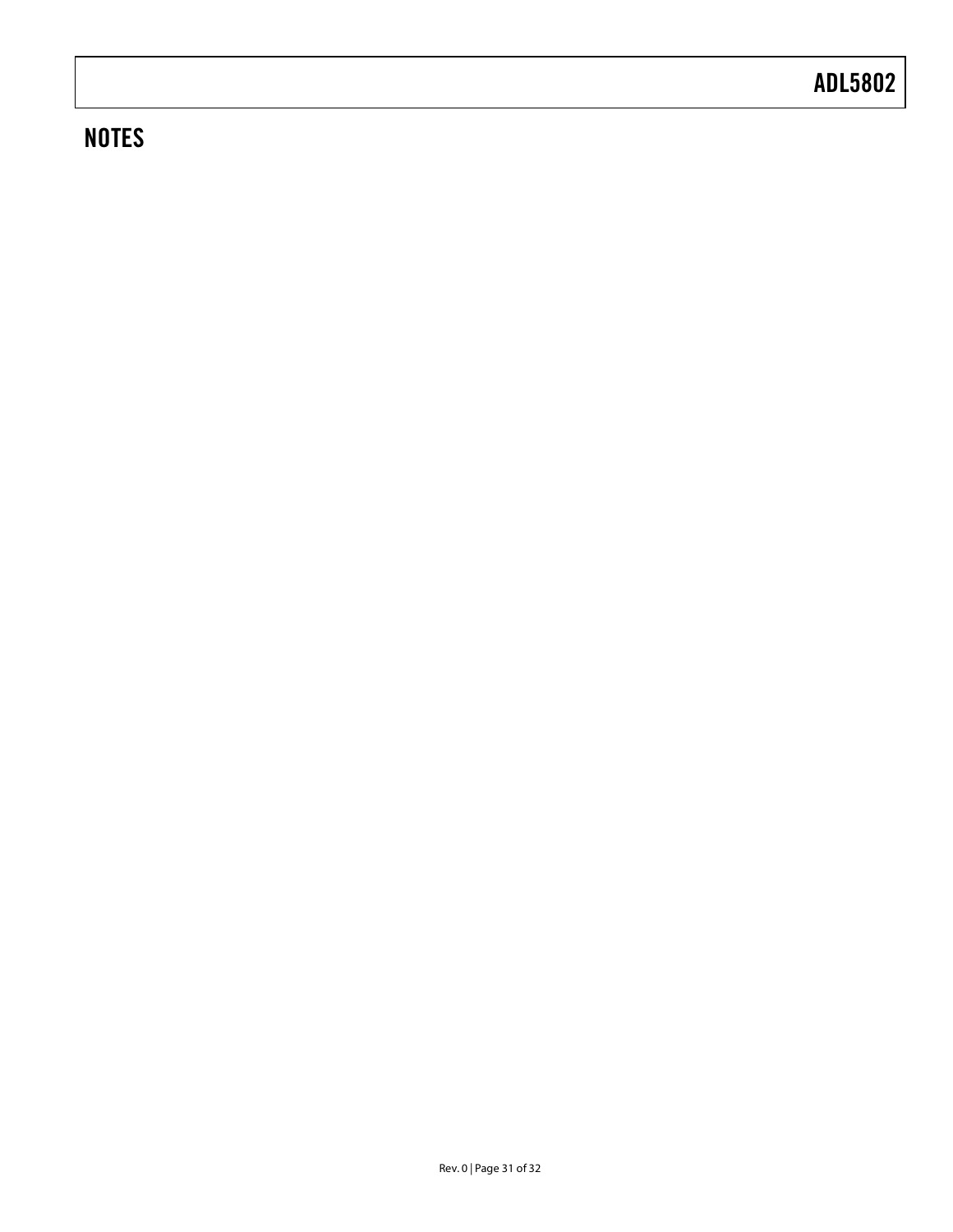## NOTES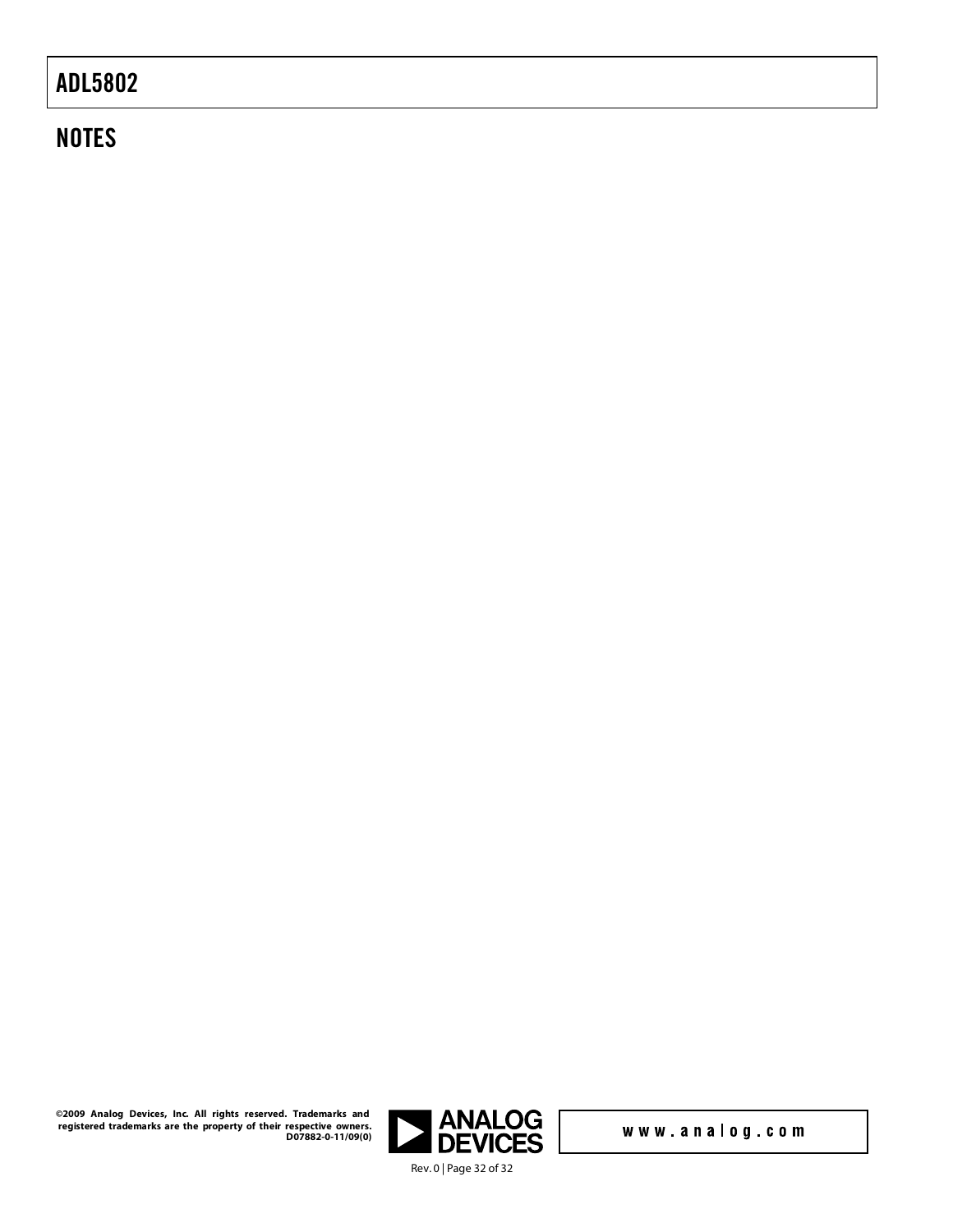## NOTES

©2009 Analog Devices, Inc. All rights reserved. Trademarks and registered trademarks are the property of their respective owners.
D07882-0-11/09(0)

www.analog.com